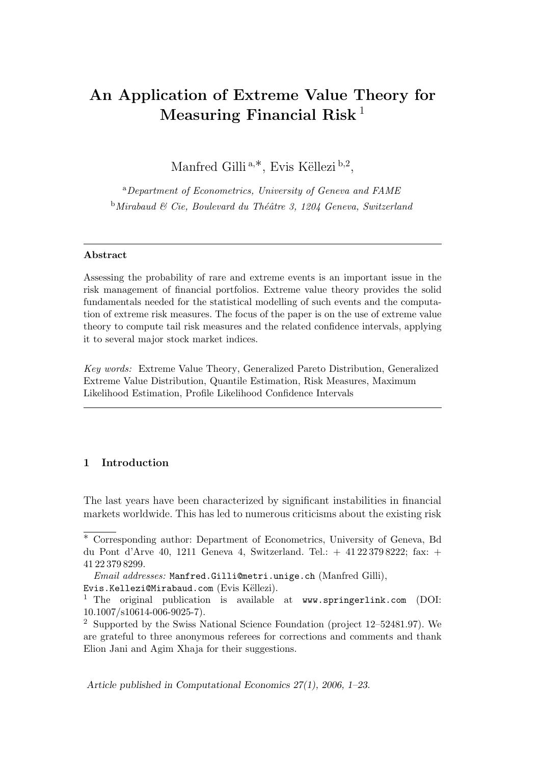# An Application of Extreme Value Theory for Measuring Financial Risk [1]

Manfred Gilli [a,*], Evis Këllezi [b,2],

[a] *Department of Econometrics, University of Geneva and FAME*

[b] *Mirabaud & Cie, Boulevard du Théâtre 3, 1204 Geneva, Switzerland*

---

**Abstract**

Assessing the probability of rare and extreme events is an important issue in the risk management of financial portfolios. Extreme value theory provides the solid fundamentals needed for the statistical modelling of such events and the computation of extreme risk measures. The focus of the paper is on the use of extreme value theory to compute tail risk measures and the related confidence intervals, applying it to several major stock market indices.

*Key words:* Extreme Value Theory, Generalized Pareto Distribution, Generalized Extreme Value Distribution, Quantile Estimation, Risk Measures, Maximum Likelihood Estimation, Profile Likelihood Confidence Intervals

---

## 1 Introduction

The last years have been characterized by significant instabilities in financial markets worldwide. This has led to numerous criticisms about the existing risk

---

* Corresponding author: Department of Econometrics, University of Geneva, Bd du Pont d'Arve 40, 1211 Geneva 4, Switzerland. Tel.: + 41 22 379 8222; fax: + 41 22 379 8299.

*Email addresses:* Manfred.Gilli@metri.unige.ch (Manfred Gilli), Evis.Kellezi@Mirabaud.com (Evis Këllezi).

[1] The original publication is available at www.springerlink.com (DOI: 10.1007/s10614-006-9025-7).

[2] Supported by the Swiss National Science Foundation (project 12–52481.97). We are grateful to three anonymous referees for corrections and comments and thank Elion Jani and Agim Xhaja for their suggestions.

*Article published in Computational Economics 27(1), 2006, 1–23.*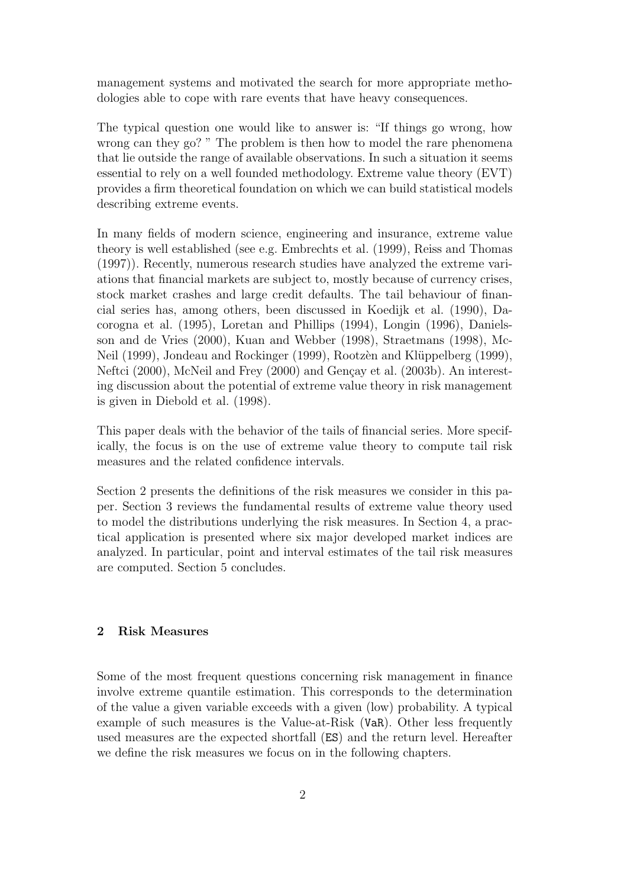management systems and motivated the search for more appropriate methodologies able to cope with rare events that have heavy consequences.

The typical question one would like to answer is: "If things go wrong, how wrong can they go? " The problem is then how to model the rare phenomena that lie outside the range of available observations. In such a situation it seems essential to rely on a well founded methodology. Extreme value theory (EVT) provides a firm theoretical foundation on which we can build statistical models describing extreme events.

In many fields of modern science, engineering and insurance, extreme value theory is well established (see e.g. Embrechts et al. (1999), Reiss and Thomas (1997)). Recently, numerous research studies have analyzed the extreme variations that financial markets are subject to, mostly because of currency crises, stock market crashes and large credit defaults. The tail behaviour of financial series has, among others, been discussed in Koedijk et al. (1990), Dacorogna et al. (1995), Loretan and Phillips (1994), Longin (1996), Danielsson and de Vries (2000), Kuan and Webber (1998), Straetmans (1998), McNeil (1999), Jondeau and Rockinger (1999), Rootzèn and Klüppelberg (1999), Neftci (2000), McNeil and Frey (2000) and Gençay et al. (2003b). An interesting discussion about the potential of extreme value theory in risk management is given in Diebold et al. (1998).

This paper deals with the behavior of the tails of financial series. More specifically, the focus is on the use of extreme value theory to compute tail risk measures and the related confidence intervals.

Section 2 presents the definitions of the risk measures we consider in this paper. Section 3 reviews the fundamental results of extreme value theory used to model the distributions underlying the risk measures. In Section 4, a practical application is presented where six major developed market indices are analyzed. In particular, point and interval estimates of the tail risk measures are computed. Section 5 concludes.

## 2 Risk Measures

Some of the most frequent questions concerning risk management in finance involve extreme quantile estimation. This corresponds to the determination of the value a given variable exceeds with a given (low) probability. A typical example of such measures is the Value-at-Risk (`VaR`). Other less frequently used measures are the expected shortfall (`ES`) and the return level. Hereafter we define the risk measures we focus on in the following chapters.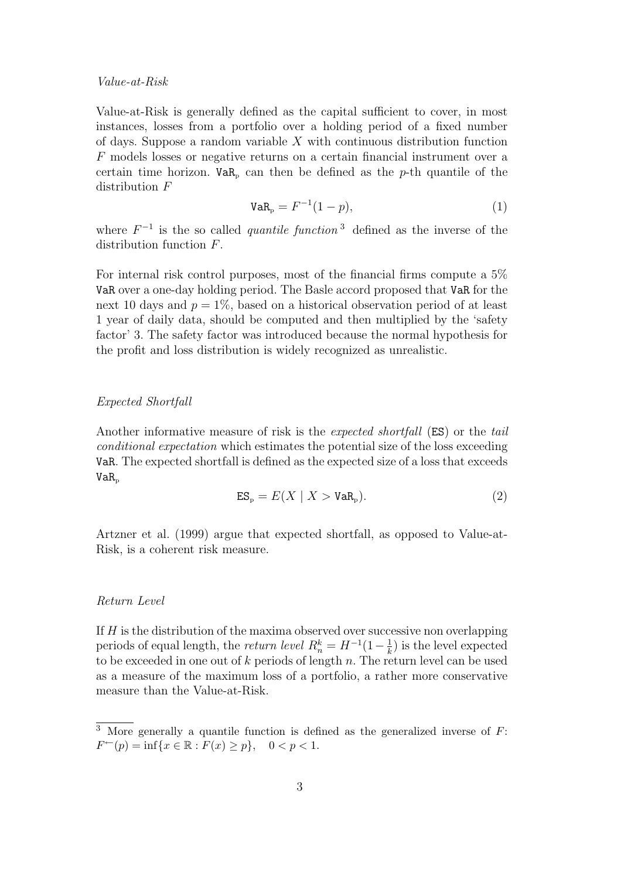*Value-at-Risk*

Value-at-Risk is generally defined as the capital sufficient to cover, in most instances, losses from a portfolio over a holding period of a fixed number of days. Suppose a random variable $X$ with continuous distribution function $F$ models losses or negative returns on a certain financial instrument over a certain time horizon. $\texttt{VaR}_p$ can then be defined as the $p$-th quantile of the distribution $F$

$$\texttt{VaR}_p = F^{-1}(1-p), \tag{1}$$

where $F^{-1}$ is the so called *quantile function* [3] defined as the inverse of the distribution function $F$.

For internal risk control purposes, most of the financial firms compute a 5% VaR over a one-day holding period. The Basle accord proposed that VaR for the next 10 days and $p = 1\%$, based on a historical observation period of at least 1 year of daily data, should be computed and then multiplied by the 'safety factor' 3. The safety factor was introduced because the normal hypothesis for the profit and loss distribution is widely recognized as unrealistic.

*Expected Shortfall*

Another informative measure of risk is the *expected shortfall* (ES) or the *tail conditional expectation* which estimates the potential size of the loss exceeding VaR. The expected shortfall is defined as the expected size of a loss that exceeds $\texttt{VaR}_p$

$$\texttt{ES}_p = E(X \mid X > \texttt{VaR}_p). \tag{2}$$

Artzner et al. (1999) argue that expected shortfall, as opposed to Value-at-Risk, is a coherent risk measure.

*Return Level*

If $H$ is the distribution of the maxima observed over successive non overlapping periods of equal length, the *return level* $R_n^k = H^{-1}(1 - \frac{1}{k})$ is the level expected to be exceeded in one out of $k$ periods of length $n$. The return level can be used as a measure of the maximum loss of a portfolio, a rather more conservative measure than the Value-at-Risk.

[3] More generally a quantile function is defined as the generalized inverse of $F$: $F^{\leftarrow}(p) = \inf\{x \in \mathbb{R} : F(x) \geq p\}, \quad 0 < p < 1.$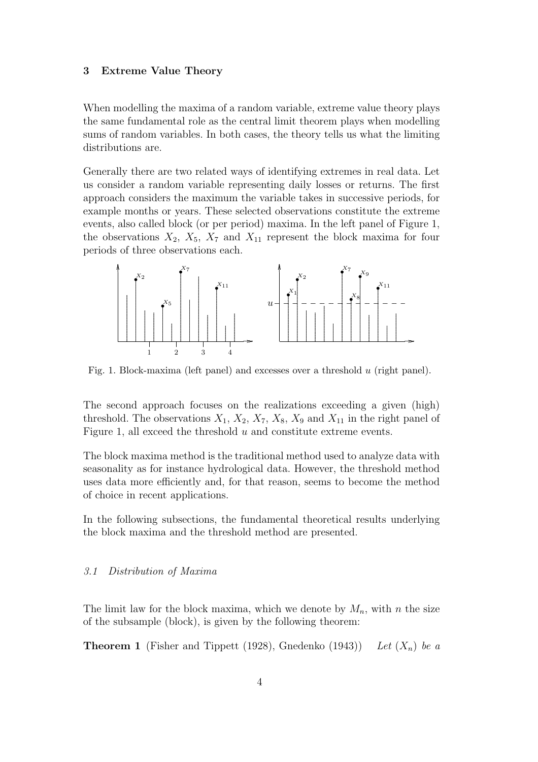## 3 Extreme Value Theory

When modelling the maxima of a random variable, extreme value theory plays the same fundamental role as the central limit theorem plays when modelling sums of random variables. In both cases, the theory tells us what the limiting distributions are.

Generally there are two related ways of identifying extremes in real data. Let us consider a random variable representing daily losses or returns. The first approach considers the maximum the variable takes in successive periods, for example months or years. These selected observations constitute the extreme events, also called block (or per period) maxima. In the left panel of Figure 1, the observations $X_2$, $X_5$, $X_7$ and $X_{11}$ represent the block maxima for four periods of three observations each.

Fig. 1. Block-maxima (left panel) and excesses over a threshold $u$ (right panel).

The second approach focuses on the realizations exceeding a given (high) threshold. The observations $X_1$, $X_2$, $X_7$, $X_8$, $X_9$ and $X_{11}$ in the right panel of Figure 1, all exceed the threshold $u$ and constitute extreme events.

The block maxima method is the traditional method used to analyze data with seasonality as for instance hydrological data. However, the threshold method uses data more efficiently and, for that reason, seems to become the method of choice in recent applications.

In the following subsections, the fundamental theoretical results underlying the block maxima and the threshold method are presented.

### *3.1 Distribution of Maxima*

The limit law for the block maxima, which we denote by $M_n$, with $n$ the size of the subsample (block), is given by the following theorem:

**Theorem 1** (Fisher and Tippett (1928), Gnedenko (1943)) *Let* $(X_n)$ *be a*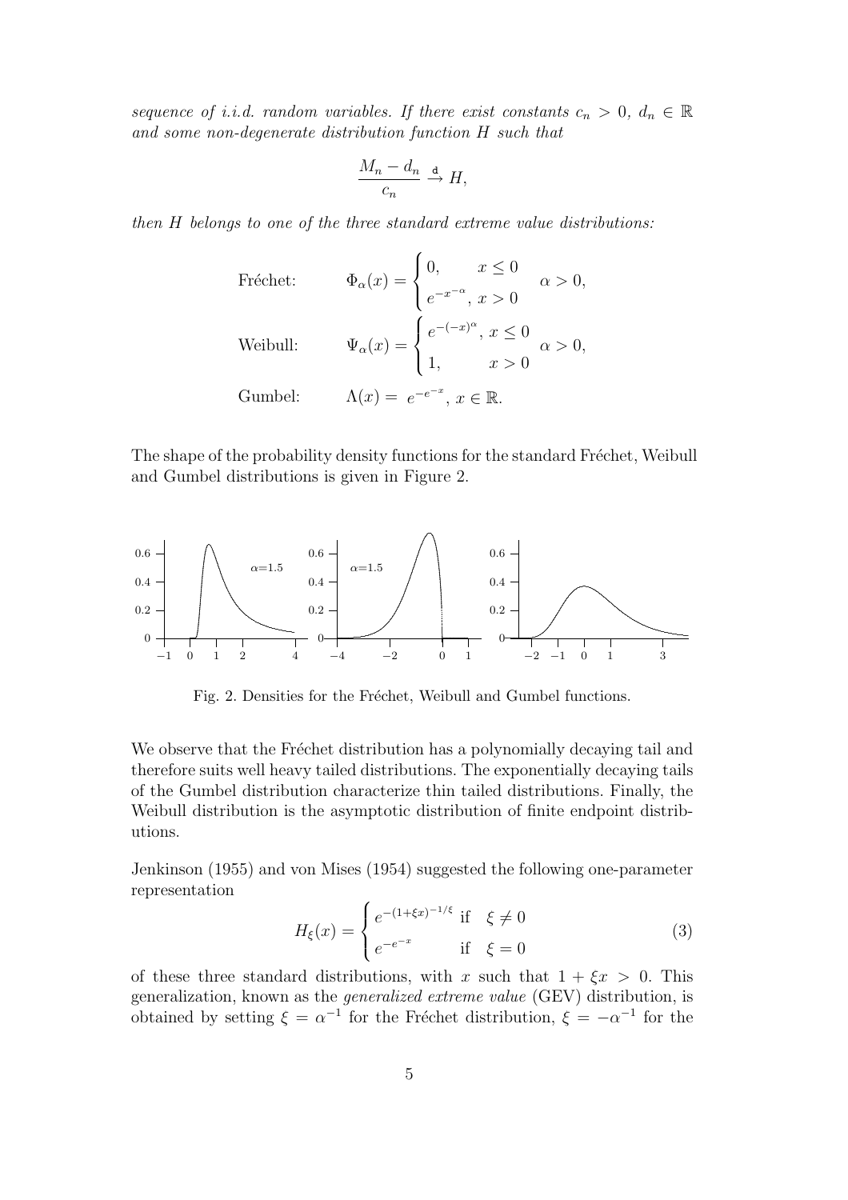*sequence of i.i.d. random variables. If there exist constants $c_n > 0$, $d_n \in \mathbb{R}$ and some non-degenerate distribution function $H$ such that*

$$\frac{M_n - d_n}{c_n} \xrightarrow{d} H,$$

*then $H$ belongs to one of the three standard extreme value distributions:*

$$\text{Fréchet:} \qquad \Phi_\alpha(x) = \begin{cases} 0, & x \leq 0 \\ e^{-x^{-\alpha}}, & x > 0 \end{cases} \quad \alpha > 0,$$

$$\text{Weibull:} \qquad \Psi_\alpha(x) = \begin{cases} e^{-(-x)^{\alpha}}, & x \leq 0 \\ 1, & x > 0 \end{cases} \quad \alpha > 0,$$

$$\text{Gumbel:} \qquad \Lambda(x) = e^{-e^{-x}}, \; x \in \mathbb{R}.$$

The shape of the probability density functions for the standard Fréchet, Weibull and Gumbel distributions is given in Figure 2.

Fig. 2. Densities for the Fréchet, Weibull and Gumbel functions.

We observe that the Fréchet distribution has a polynomially decaying tail and therefore suits well heavy tailed distributions. The exponentially decaying tails of the Gumbel distribution characterize thin tailed distributions. Finally, the Weibull distribution is the asymptotic distribution of finite endpoint distributions.

Jenkinson (1955) and von Mises (1954) suggested the following one-parameter representation

$$H_\xi(x) = \begin{cases} e^{-(1+\xi x)^{-1/\xi}} & \text{if} \quad \xi \neq 0 \\ e^{-e^{-x}} & \text{if} \quad \xi = 0 \end{cases} \tag{3}$$

of these three standard distributions, with $x$ such that $1 + \xi x > 0$. This generalization, known as the *generalized extreme value* (GEV) distribution, is obtained by setting $\xi = \alpha^{-1}$ for the Fréchet distribution, $\xi = -\alpha^{-1}$ for the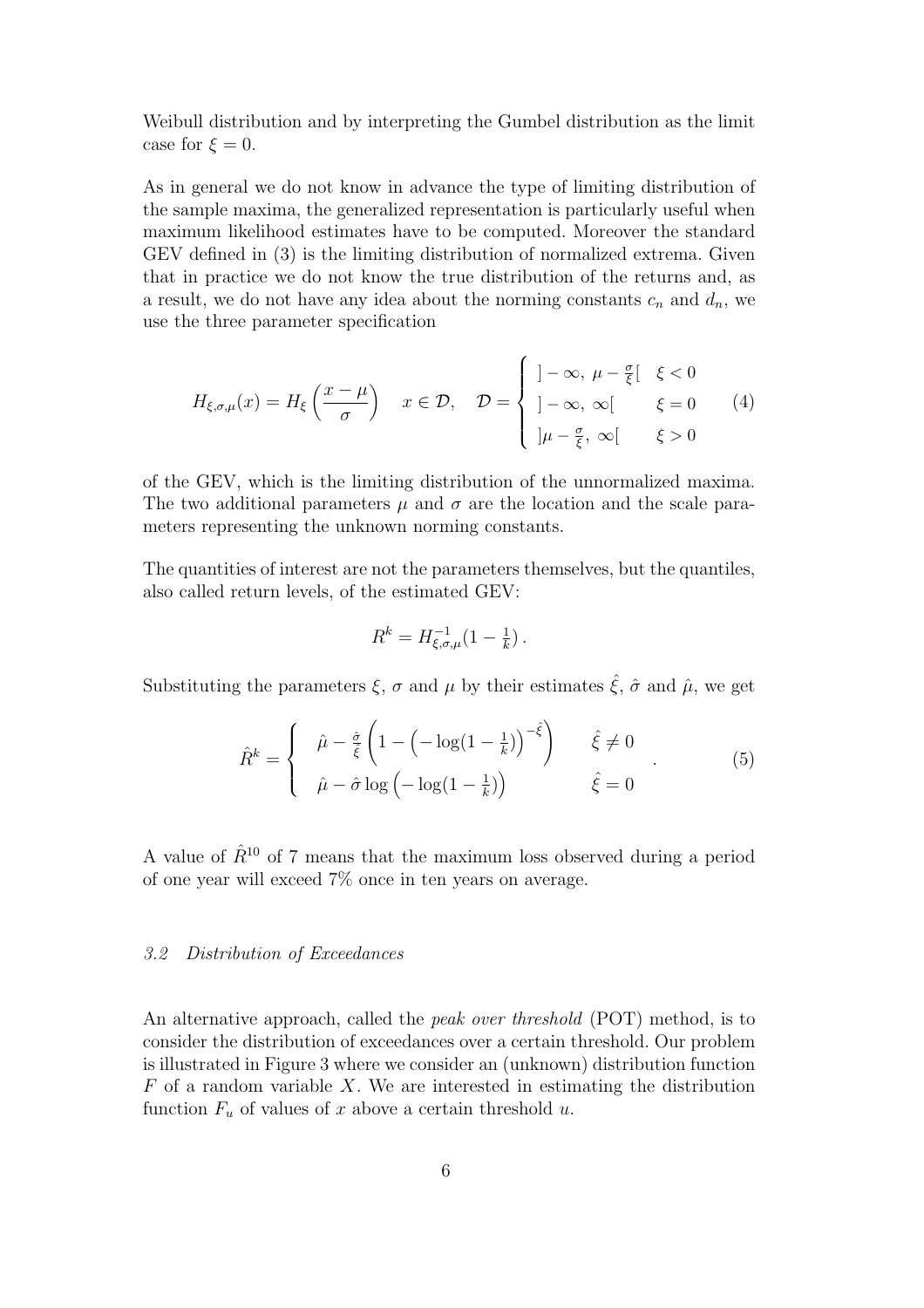Weibull distribution and by interpreting the Gumbel distribution as the limit case for $\xi = 0$.

As in general we do not know in advance the type of limiting distribution of the sample maxima, the generalized representation is particularly useful when maximum likelihood estimates have to be computed. Moreover the standard GEV defined in (3) is the limiting distribution of normalized extrema. Given that in practice we do not know the true distribution of the returns and, as a result, we do not have any idea about the norming constants $c_n$ and $d_n$, we use the three parameter specification

$$H_{\xi,\sigma,\mu}(x) = H_\xi\left(\frac{x-\mu}{\sigma}\right) \quad x \in \mathcal{D}, \quad \mathcal{D} = \begin{cases} ]-\infty,\ \mu - \frac{\sigma}{\xi}[ & \xi < 0 \\ ]-\infty,\ \infty[ & \xi = 0 \\ ]\mu - \frac{\sigma}{\xi},\ \infty[ & \xi > 0 \end{cases} \tag{4}$$

of the GEV, which is the limiting distribution of the unnormalized maxima. The two additional parameters $\mu$ and $\sigma$ are the location and the scale parameters representing the unknown norming constants.

The quantities of interest are not the parameters themselves, but the quantiles, also called return levels, of the estimated GEV:

$$R^k = H^{-1}_{\xi,\sigma,\mu}(1 - \tfrac{1}{k})\,.$$

Substituting the parameters $\xi$, $\sigma$ and $\mu$ by their estimates $\hat{\xi}$, $\hat{\sigma}$ and $\hat{\mu}$, we get

$$\hat{R}^k = \begin{cases} \hat{\mu} - \frac{\hat{\sigma}}{\hat{\xi}}\left(1 - \left(-\log(1-\frac{1}{k})\right)^{-\hat{\xi}}\right) & \hat{\xi} \neq 0 \\ \hat{\mu} - \hat{\sigma}\log\left(-\log(1-\frac{1}{k})\right) & \hat{\xi} = 0 \end{cases}\,. \tag{5}$$

A value of $\hat{R}^{10}$ of 7 means that the maximum loss observed during a period of one year will exceed 7% once in ten years on average.

### *3.2 Distribution of Exceedances*

An alternative approach, called the *peak over threshold* (POT) method, is to consider the distribution of exceedances over a certain threshold. Our problem is illustrated in Figure 3 where we consider an (unknown) distribution function $F$ of a random variable $X$. We are interested in estimating the distribution function $F_u$ of values of $x$ above a certain threshold $u$.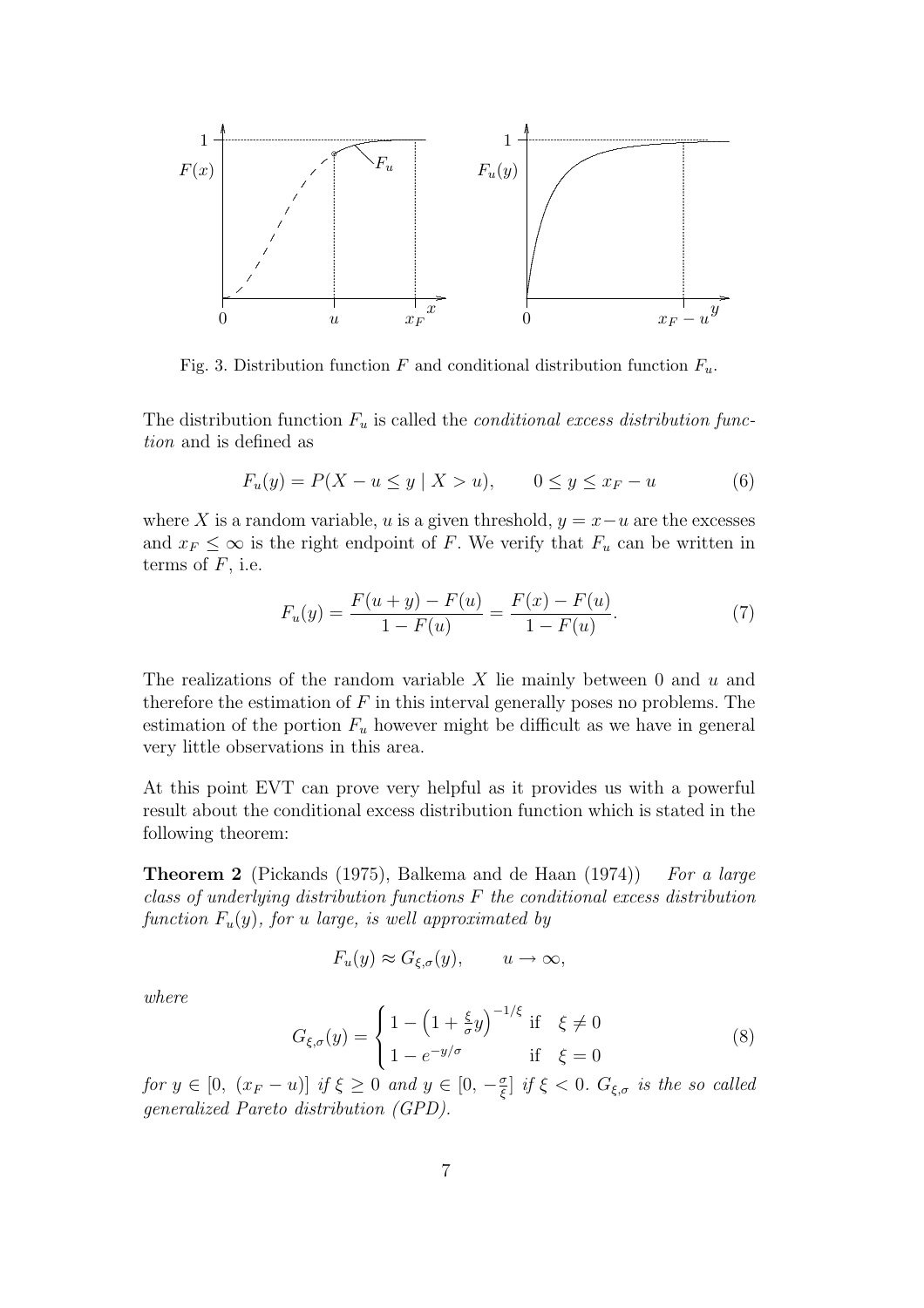Fig. 3. Distribution function $F$ and conditional distribution function $F_u$.

The distribution function $F_u$ is called the *conditional excess distribution function* and is defined as

$$F_u(y) = P(X - u \leq y \mid X > u), \qquad 0 \leq y \leq x_F - u \tag{6}$$

where $X$ is a random variable, $u$ is a given threshold, $y = x - u$ are the excesses and $x_F \leq \infty$ is the right endpoint of $F$. We verify that $F_u$ can be written in terms of $F$, i.e.

$$F_u(y) = \frac{F(u+y) - F(u)}{1 - F(u)} = \frac{F(x) - F(u)}{1 - F(u)}. \tag{7}$$

The realizations of the random variable $X$ lie mainly between 0 and $u$ and therefore the estimation of $F$ in this interval generally poses no problems. The estimation of the portion $F_u$ however might be difficult as we have in general very little observations in this area.

At this point EVT can prove very helpful as it provides us with a powerful result about the conditional excess distribution function which is stated in the following theorem:

**Theorem 2** (Pickands (1975), Balkema and de Haan (1974)) *For a large class of underlying distribution functions $F$ the conditional excess distribution function $F_u(y)$, for $u$ large, is well approximated by*

$$F_u(y) \approx G_{\xi,\sigma}(y), \qquad u \to \infty,$$

*where*

$$G_{\xi,\sigma}(y) = \begin{cases} 1 - \left(1 + \frac{\xi}{\sigma} y\right)^{-1/\xi} & \text{if} \quad \xi \neq 0 \\ 1 - e^{-y/\sigma} & \text{if} \quad \xi = 0 \end{cases} \tag{8}$$

*for $y \in [0,\ (x_F - u)]$ if $\xi \geq 0$ and $y \in [0,\ -\frac{\sigma}{\xi}]$ if $\xi < 0$. $G_{\xi,\sigma}$ is the so called generalized Pareto distribution (GPD).*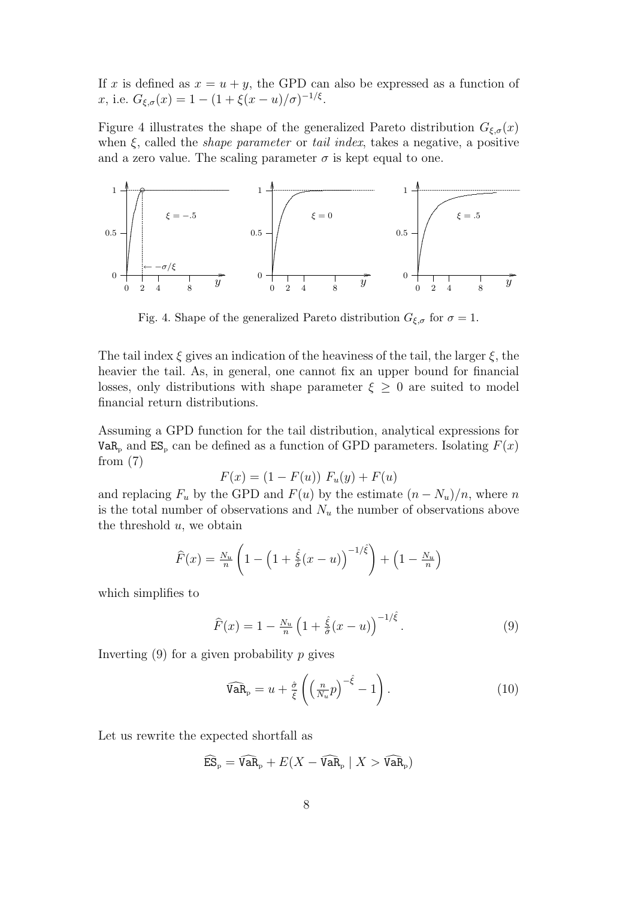If $x$ is defined as $x = u + y$, the GPD can also be expressed as a function of $x$, i.e. $G_{\xi,\sigma}(x) = 1 - (1 + \xi(x-u)/\sigma)^{-1/\xi}$.

Figure 4 illustrates the shape of the generalized Pareto distribution $G_{\xi,\sigma}(x)$ when $\xi$, called the *shape parameter* or *tail index*, takes a negative, a positive and a zero value. The scaling parameter $\sigma$ is kept equal to one.

Fig. 4. Shape of the generalized Pareto distribution $G_{\xi,\sigma}$ for $\sigma = 1$.

The tail index $\xi$ gives an indication of the heaviness of the tail, the larger $\xi$, the heavier the tail. As, in general, one cannot fix an upper bound for financial losses, only distributions with shape parameter $\xi \geq 0$ are suited to model financial return distributions.

Assuming a GPD function for the tail distribution, analytical expressions for $\mathtt{VaR}_p$ and $\mathtt{ES}_p$ can be defined as a function of GPD parameters. Isolating $F(x)$ from (7)

$$F(x) = (1 - F(u))\ F_u(y) + F(u)$$

and replacing $F_u$ by the GPD and $F(u)$ by the estimate $(n - N_u)/n$, where $n$ is the total number of observations and $N_u$ the number of observations above the threshold $u$, we obtain

$$\widehat{F}(x) = \tfrac{N_u}{n}\left(1 - \left(1 + \tfrac{\hat{\xi}}{\hat{\sigma}}(x-u)\right)^{-1/\hat{\xi}}\right) + \left(1 - \tfrac{N_u}{n}\right)$$

which simplifies to

$$\widehat{F}(x) = 1 - \tfrac{N_u}{n}\left(1 + \tfrac{\hat{\xi}}{\hat{\sigma}}(x-u)\right)^{-1/\hat{\xi}}. \tag{9}$$

Inverting (9) for a given probability $p$ gives

$$\widehat{\mathtt{VaR}}_p = u + \tfrac{\hat{\sigma}}{\hat{\xi}}\left(\left(\tfrac{n}{N_u}p\right)^{-\hat{\xi}} - 1\right). \tag{10}$$

Let us rewrite the expected shortfall as

$$\widehat{\mathtt{ES}}_p = \widehat{\mathtt{VaR}}_p + E(X - \widehat{\mathtt{VaR}}_p \mid X > \widehat{\mathtt{VaR}}_p)$$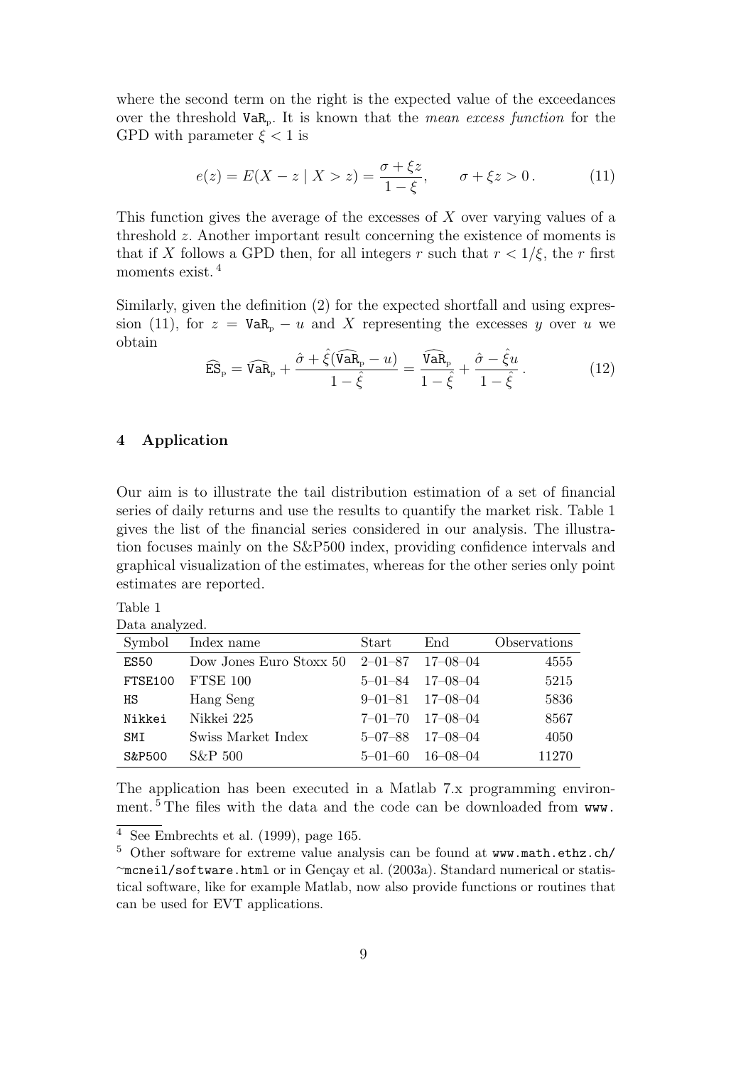where the second term on the right is the expected value of the exceedances over the threshold $\texttt{VaR}_\text{p}$. It is known that the *mean excess function* for the GPD with parameter $\xi < 1$ is

$$e(z) = E(X - z \mid X > z) = \frac{\sigma + \xi z}{1 - \xi}, \qquad \sigma + \xi z > 0\,. \tag{11}$$

This function gives the average of the excesses of $X$ over varying values of a threshold $z$. Another important result concerning the existence of moments is that if $X$ follows a GPD then, for all integers $r$ such that $r < 1/\xi$, the $r$ first moments exist.[4]

Similarly, given the definition (2) for the expected shortfall and using expression (11), for $z = \texttt{VaR}_\text{p} - u$ and $X$ representing the excesses $y$ over $u$ we obtain

$$\widehat{\texttt{ES}}_\text{p} = \widehat{\texttt{VaR}}_\text{p} + \frac{\hat{\sigma} + \hat{\xi}(\widehat{\texttt{VaR}}_\text{p} - u)}{1 - \hat{\xi}} = \frac{\widehat{\texttt{VaR}}_\text{p}}{1 - \hat{\xi}} + \frac{\hat{\sigma} - \hat{\xi} u}{1 - \hat{\xi}}\,. \tag{12}$$

## 4 Application

Our aim is to illustrate the tail distribution estimation of a set of financial series of daily returns and use the results to quantify the market risk. Table 1 gives the list of the financial series considered in our analysis. The illustration focuses mainly on the S&P500 index, providing confidence intervals and graphical visualization of the estimates, whereas for the other series only point estimates are reported.

Table 1
Data analyzed.

| Symbol | Index name | Start | End | Observations |
|---|---|---|---|---|
| `ES50` | Dow Jones Euro Stoxx 50 | 2–01–87 | 17–08–04 | 4555 |
| `FTSE100` | FTSE 100 | 5–01–84 | 17–08–04 | 5215 |
| `HS` | Hang Seng | 9–01–81 | 17–08–04 | 5836 |
| `Nikkei` | Nikkei 225 | 7–01–70 | 17–08–04 | 8567 |
| `SMI` | Swiss Market Index | 5–07–88 | 17–08–04 | 4050 |
| `S&P500` | S&P 500 | 5–01–60 | 16–08–04 | 11270 |

The application has been executed in a Matlab 7.x programming environment.[5] The files with the data and the code can be downloaded from `www.`

[4] See Embrechts et al. (1999), page 165.

[5] Other software for extreme value analysis can be found at `www.math.ethz.ch/~mcneil/software.html` or in Gençay et al. (2003a). Standard numerical or statistical software, like for example Matlab, now also provide functions or routines that can be used for EVT applications.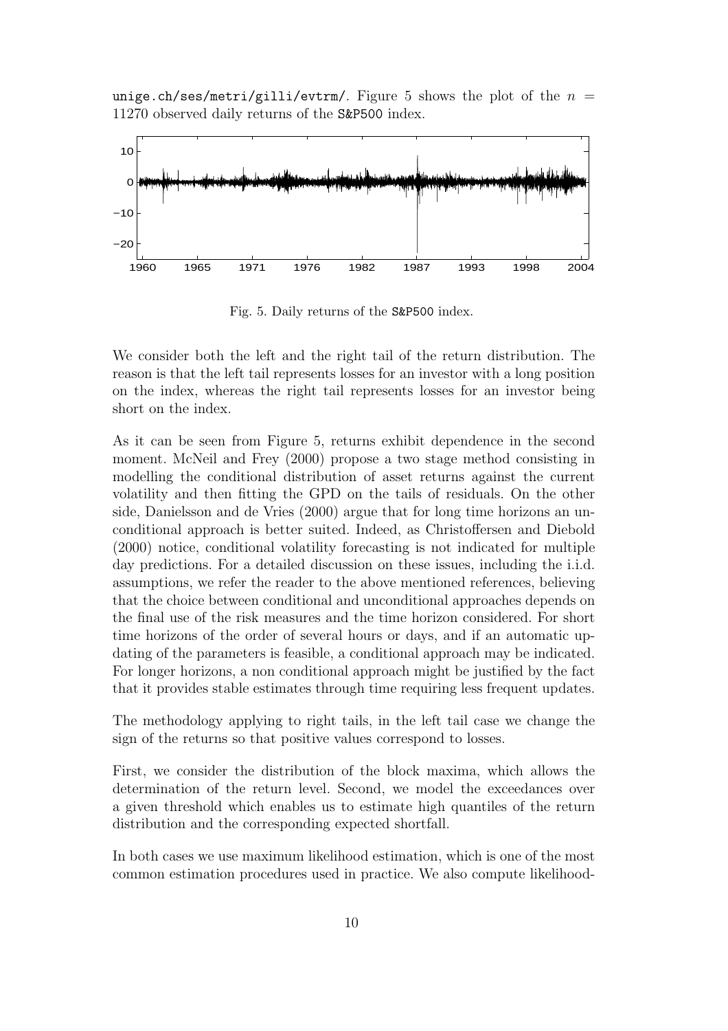unige.ch/ses/metri/gilli/evtrm/. Figure 5 shows the plot of the $n = 11270$ observed daily returns of the S&P500 index.

10
0
−10
−20
1960 1965 1971 1976 1982 1987 1993 1998 2004

Fig. 5. Daily returns of the S&P500 index.

We consider both the left and the right tail of the return distribution. The reason is that the left tail represents losses for an investor with a long position on the index, whereas the right tail represents losses for an investor being short on the index.

As it can be seen from Figure 5, returns exhibit dependence in the second moment. McNeil and Frey (2000) propose a two stage method consisting in modelling the conditional distribution of asset returns against the current volatility and then fitting the GPD on the tails of residuals. On the other side, Danielsson and de Vries (2000) argue that for long time horizons an unconditional approach is better suited. Indeed, as Christoffersen and Diebold (2000) notice, conditional volatility forecasting is not indicated for multiple day predictions. For a detailed discussion on these issues, including the i.i.d. assumptions, we refer the reader to the above mentioned references, believing that the choice between conditional and unconditional approaches depends on the final use of the risk measures and the time horizon considered. For short time horizons of the order of several hours or days, and if an automatic updating of the parameters is feasible, a conditional approach may be indicated. For longer horizons, a non conditional approach might be justified by the fact that it provides stable estimates through time requiring less frequent updates.

The methodology applying to right tails, in the left tail case we change the sign of the returns so that positive values correspond to losses.

First, we consider the distribution of the block maxima, which allows the determination of the return level. Second, we model the exceedances over a given threshold which enables us to estimate high quantiles of the return distribution and the corresponding expected shortfall.

In both cases we use maximum likelihood estimation, which is one of the most common estimation procedures used in practice. We also compute likelihood-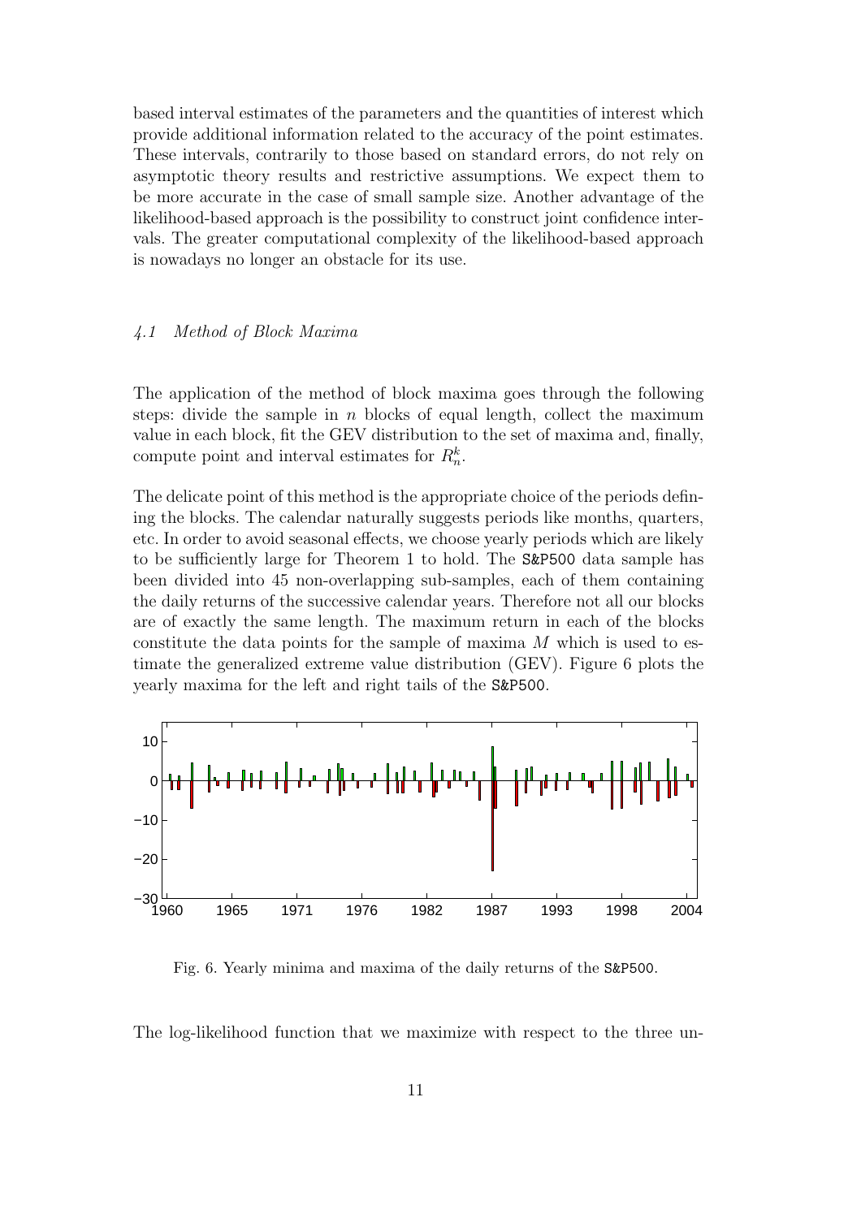based interval estimates of the parameters and the quantities of interest which provide additional information related to the accuracy of the point estimates. These intervals, contrarily to those based on standard errors, do not rely on asymptotic theory results and restrictive assumptions. We expect them to be more accurate in the case of small sample size. Another advantage of the likelihood-based approach is the possibility to construct joint confidence intervals. The greater computational complexity of the likelihood-based approach is nowadays no longer an obstacle for its use.

### *4.1 Method of Block Maxima*

The application of the method of block maxima goes through the following steps: divide the sample in $n$ blocks of equal length, collect the maximum value in each block, fit the GEV distribution to the set of maxima and, finally, compute point and interval estimates for $R_n^k$.

The delicate point of this method is the appropriate choice of the periods defining the blocks. The calendar naturally suggests periods like months, quarters, etc. In order to avoid seasonal effects, we choose yearly periods which are likely to be sufficiently large for Theorem 1 to hold. The `S&P500` data sample has been divided into 45 non-overlapping sub-samples, each of them containing the daily returns of the successive calendar years. Therefore not all our blocks are of exactly the same length. The maximum return in each of the blocks constitute the data points for the sample of maxima $M$ which is used to estimate the generalized extreme value distribution (GEV). Figure 6 plots the yearly maxima for the left and right tails of the `S&P500`.

Fig. 6. Yearly minima and maxima of the daily returns of the `S&P500`.

The log-likelihood function that we maximize with respect to the three un-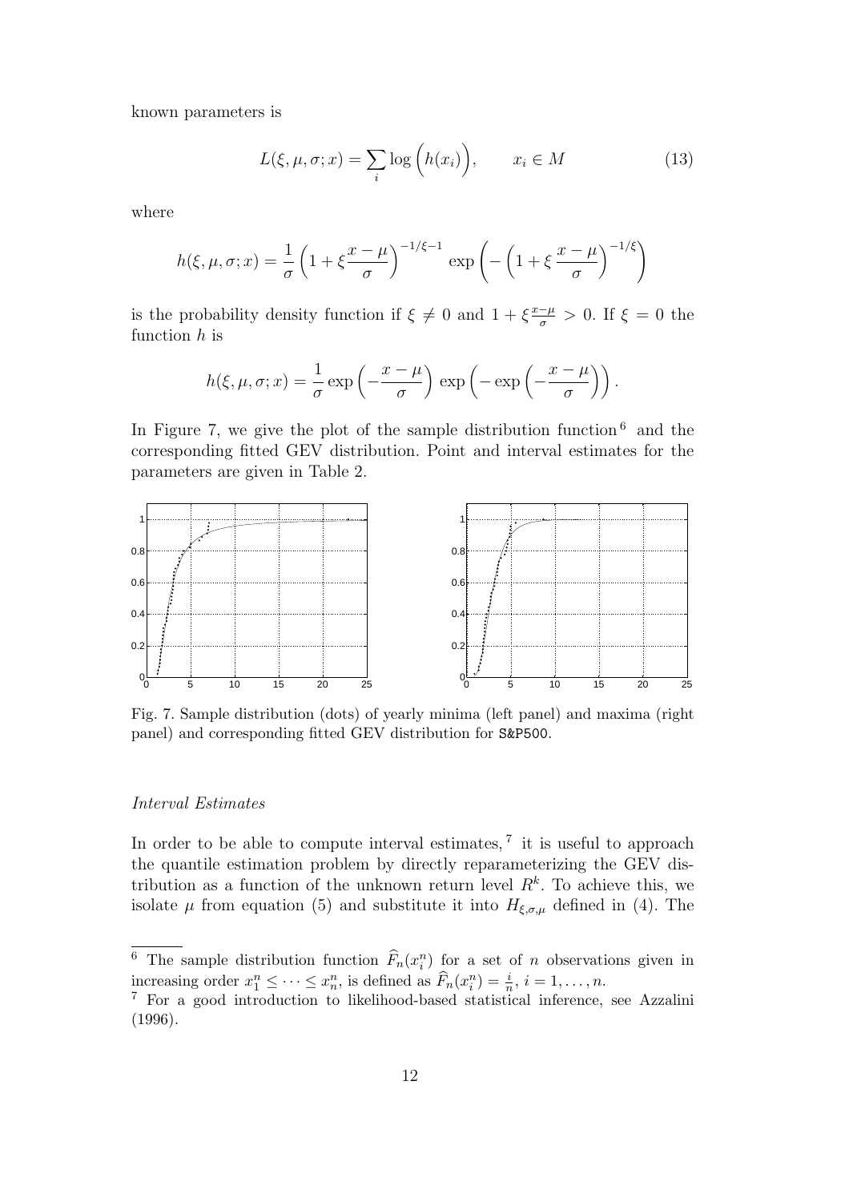known parameters is

$$L(\xi, \mu, \sigma; x) = \sum_i \log\Big(h(x_i)\Big), \qquad x_i \in M \tag{13}$$

where

$$h(\xi, \mu, \sigma; x) = \frac{1}{\sigma}\left(1 + \xi\frac{x-\mu}{\sigma}\right)^{-1/\xi - 1} \exp\left(-\left(1 + \xi\,\frac{x-\mu}{\sigma}\right)^{-1/\xi}\right)$$

is the probability density function if $\xi \neq 0$ and $1 + \xi\frac{x-\mu}{\sigma} > 0$. If $\xi = 0$ the function $h$ is

$$h(\xi, \mu, \sigma; x) = \frac{1}{\sigma}\exp\left(-\frac{x-\mu}{\sigma}\right)\,\exp\left(-\exp\left(-\frac{x-\mu}{\sigma}\right)\right).$$

In Figure 7, we give the plot of the sample distribution function [6] and the corresponding fitted GEV distribution. Point and interval estimates for the parameters are given in Table 2.

Fig. 7. Sample distribution (dots) of yearly minima (left panel) and maxima (right panel) and corresponding fitted GEV distribution for S&P500.

*Interval Estimates*

In order to be able to compute interval estimates, [7] it is useful to approach the quantile estimation problem by directly reparameterizing the GEV distribution as a function of the unknown return level $R^k$. To achieve this, we isolate $\mu$ from equation (5) and substitute it into $H_{\xi,\sigma,\mu}$ defined in (4). The

[6] The sample distribution function $\widehat{F}_n(x_i^n)$ for a set of $n$ observations given in increasing order $x_1^n \leq \cdots \leq x_n^n$, is defined as $\widehat{F}_n(x_i^n) = \frac{i}{n}$, $i = 1, \ldots, n$.

[7] For a good introduction to likelihood-based statistical inference, see Azzalini (1996).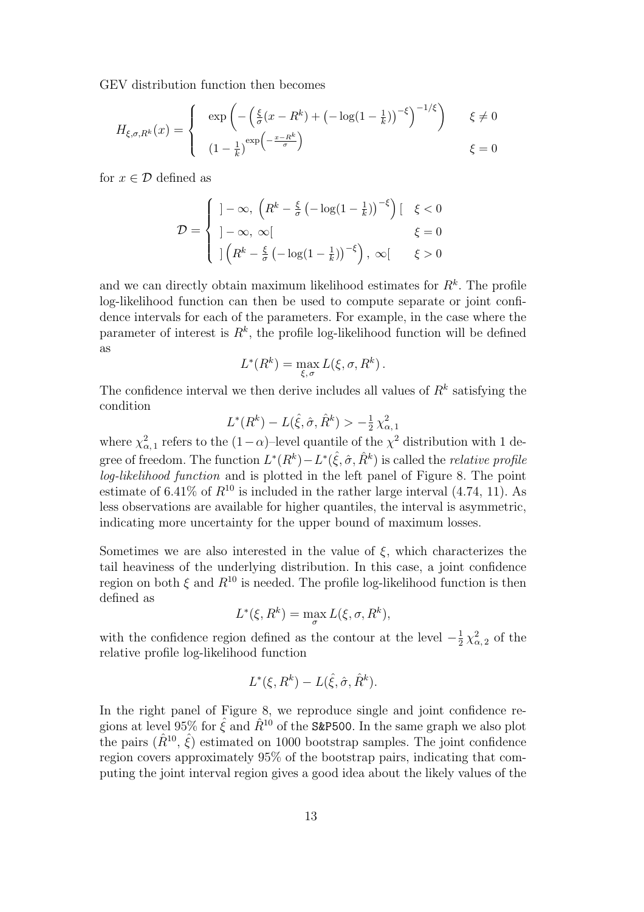GEV distribution function then becomes

$$
H_{\xi,\sigma,R^k}(x) = \begin{cases} \exp\left( -\left( \frac{\xi}{\sigma}(x - R^k) + \left(-\log(1-\frac{1}{k})\right)^{-\xi} \right)^{-1/\xi} \right) & \xi \neq 0 \\ (1-\frac{1}{k})^{\exp\left(-\frac{x-R^k}{\sigma}\right)} & \xi = 0 \end{cases}
$$

for $x \in \mathcal{D}$ defined as

$$
\mathcal{D} = \begin{cases} ]-\infty,\ \left(R^k - \frac{\xi}{\sigma}\left(-\log(1-\frac{1}{k})\right)^{-\xi}\right)[ & \xi < 0 \\ ]-\infty,\ \infty[ & \xi = 0 \\ ]\left(R^k - \frac{\xi}{\sigma}\left(-\log(1-\frac{1}{k})\right)^{-\xi}\right),\ \infty[ & \xi > 0 \end{cases}
$$

and we can directly obtain maximum likelihood estimates for $R^k$. The profile log-likelihood function can then be used to compute separate or joint confidence intervals for each of the parameters. For example, in the case where the parameter of interest is $R^k$, the profile log-likelihood function will be defined as

$$
L^*(R^k) = \max_{\xi,\sigma} L(\xi, \sigma, R^k)\,.
$$

The confidence interval we then derive includes all values of $R^k$ satisfying the condition

$$
L^*(R^k) - L(\hat{\xi}, \hat{\sigma}, \hat{R}^k) > -\tfrac{1}{2}\,\chi^2_{\alpha,1}
$$

where $\chi^2_{\alpha,1}$ refers to the $(1-\alpha)$–level quantile of the $\chi^2$ distribution with 1 degree of freedom. The function $L^*(R^k) - L^*(\hat{\xi}, \hat{\sigma}, \hat{R}^k)$ is called the *relative profile log-likelihood function* and is plotted in the left panel of Figure 8. The point estimate of 6.41% of $R^{10}$ is included in the rather large interval (4.74, 11). As less observations are available for higher quantiles, the interval is asymmetric, indicating more uncertainty for the upper bound of maximum losses.

Sometimes we are also interested in the value of $\xi$, which characterizes the tail heaviness of the underlying distribution. In this case, a joint confidence region on both $\xi$ and $R^{10}$ is needed. The profile log-likelihood function is then defined as

$$
L^*(\xi, R^k) = \max_{\sigma} L(\xi, \sigma, R^k),
$$

with the confidence region defined as the contour at the level $-\frac{1}{2}\,\chi^2_{\alpha,2}$ of the relative profile log-likelihood function

$$
L^*(\xi, R^k) - L(\hat{\xi}, \hat{\sigma}, \hat{R}^k).
$$

In the right panel of Figure 8, we reproduce single and joint confidence regions at level 95% for $\hat{\xi}$ and $\hat{R}^{10}$ of the `S&P500`. In the same graph we also plot the pairs $(\hat{R}^{10}, \hat{\xi})$ estimated on 1000 bootstrap samples. The joint confidence region covers approximately 95% of the bootstrap pairs, indicating that computing the joint interval region gives a good idea about the likely values of the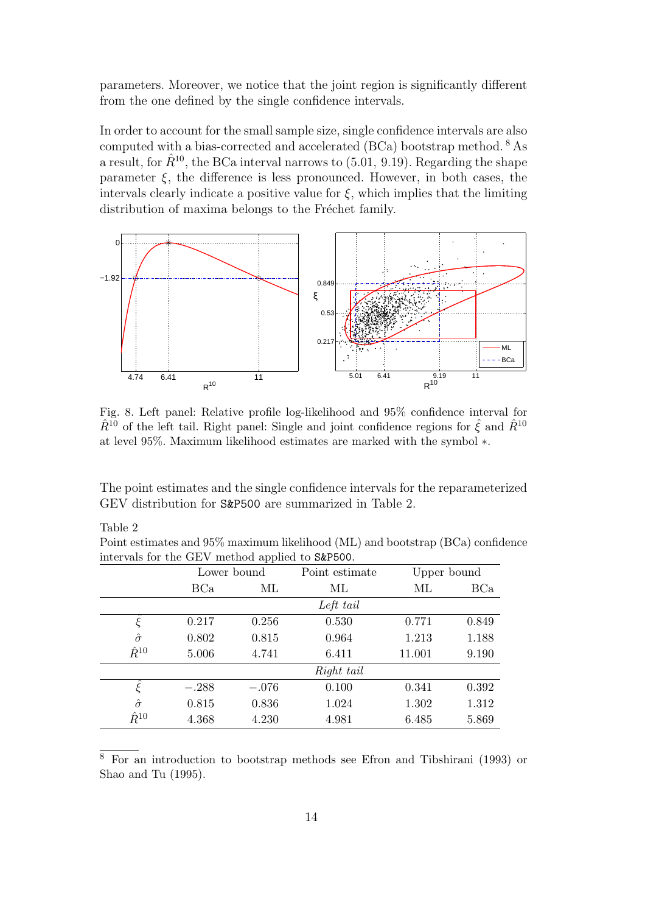parameters. Moreover, we notice that the joint region is significantly different from the one defined by the single confidence intervals.

In order to account for the small sample size, single confidence intervals are also computed with a bias-corrected and accelerated (BCa) bootstrap method. [8] As a result, for $\hat{R}^{10}$, the BCa interval narrows to (5.01, 9.19). Regarding the shape parameter $\xi$, the difference is less pronounced. However, in both cases, the intervals clearly indicate a positive value for $\xi$, which implies that the limiting distribution of maxima belongs to the Fréchet family.

Fig. 8. Left panel: Relative profile log-likelihood and 95% confidence interval for $\hat{R}^{10}$ of the left tail. Right panel: Single and joint confidence regions for $\hat{\xi}$ and $\hat{R}^{10}$ at level 95%. Maximum likelihood estimates are marked with the symbol $*$.

The point estimates and the single confidence intervals for the reparameterized GEV distribution for S&P500 are summarized in Table 2.

Table 2
Point estimates and 95% maximum likelihood (ML) and bootstrap (BCa) confidence intervals for the GEV method applied to S&P500.

| | Lower bound | | Point estimate | Upper bound | |
|---|---|---|---|---|---|
| | BCa | ML | ML | ML | BCa |
| | | | *Left tail* | | |
| $\hat{\xi}$ | 0.217 | 0.256 | 0.530 | 0.771 | 0.849 |
| $\hat{\sigma}$ | 0.802 | 0.815 | 0.964 | 1.213 | 1.188 |
| $\hat{R}^{10}$ | 5.006 | 4.741 | 6.411 | 11.001 | 9.190 |
| | | | *Right tail* | | |
| $\hat{\xi}$ | −.288 | −.076 | 0.100 | 0.341 | 0.392 |
| $\hat{\sigma}$ | 0.815 | 0.836 | 1.024 | 1.302 | 1.312 |
| $\hat{R}^{10}$ | 4.368 | 4.230 | 4.981 | 6.485 | 5.869 |

[8] For an introduction to bootstrap methods see Efron and Tibshirani (1993) or Shao and Tu (1995).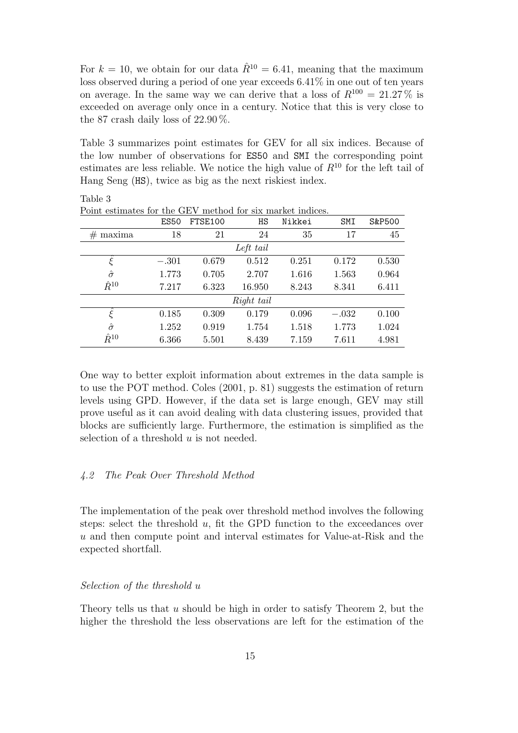For $k = 10$, we obtain for our data $\hat{R}^{10} = 6.41$, meaning that the maximum loss observed during a period of one year exceeds 6.41% in one out of ten years on average. In the same way we can derive that a loss of $R^{100} = 21.27\,\%$ is exceeded on average only once in a century. Notice that this is very close to the 87 crash daily loss of 22.90 %.

Table 3 summarizes point estimates for GEV for all six indices. Because of the low number of observations for ES50 and SMI the corresponding point estimates are less reliable. We notice the high value of $R^{10}$ for the left tail of Hang Seng (HS), twice as big as the next riskiest index.

Table 3
Point estimates for the GEV method for six market indices.

| | ES50 | FTSE100 | HS | Nikkei | SMI | S&P500 |
|---|---|---|---|---|---|---|
| # maxima | 18 | 21 | 24 | 35 | 17 | 45 |
| | | | *Left tail* | | | |
| $\hat{\xi}$ | −.301 | 0.679 | 0.512 | 0.251 | 0.172 | 0.530 |
| $\hat{\sigma}$ | 1.773 | 0.705 | 2.707 | 1.616 | 1.563 | 0.964 |
| $\hat{R}^{10}$ | 7.217 | 6.323 | 16.950 | 8.243 | 8.341 | 6.411 |
| | | | *Right tail* | | | |
| $\hat{\xi}$ | 0.185 | 0.309 | 0.179 | 0.096 | −.032 | 0.100 |
| $\hat{\sigma}$ | 1.252 | 0.919 | 1.754 | 1.518 | 1.773 | 1.024 |
| $\hat{R}^{10}$ | 6.366 | 5.501 | 8.439 | 7.159 | 7.611 | 4.981 |

One way to better exploit information about extremes in the data sample is to use the POT method. Coles (2001, p. 81) suggests the estimation of return levels using GPD. However, if the data set is large enough, GEV may still prove useful as it can avoid dealing with data clustering issues, provided that blocks are sufficiently large. Furthermore, the estimation is simplified as the selection of a threshold $u$ is not needed.

### *4.2 The Peak Over Threshold Method*

The implementation of the peak over threshold method involves the following steps: select the threshold $u$, fit the GPD function to the exceedances over $u$ and then compute point and interval estimates for Value-at-Risk and the expected shortfall.

#### *Selection of the threshold u*

Theory tells us that $u$ should be high in order to satisfy Theorem 2, but the higher the threshold the less observations are left for the estimation of the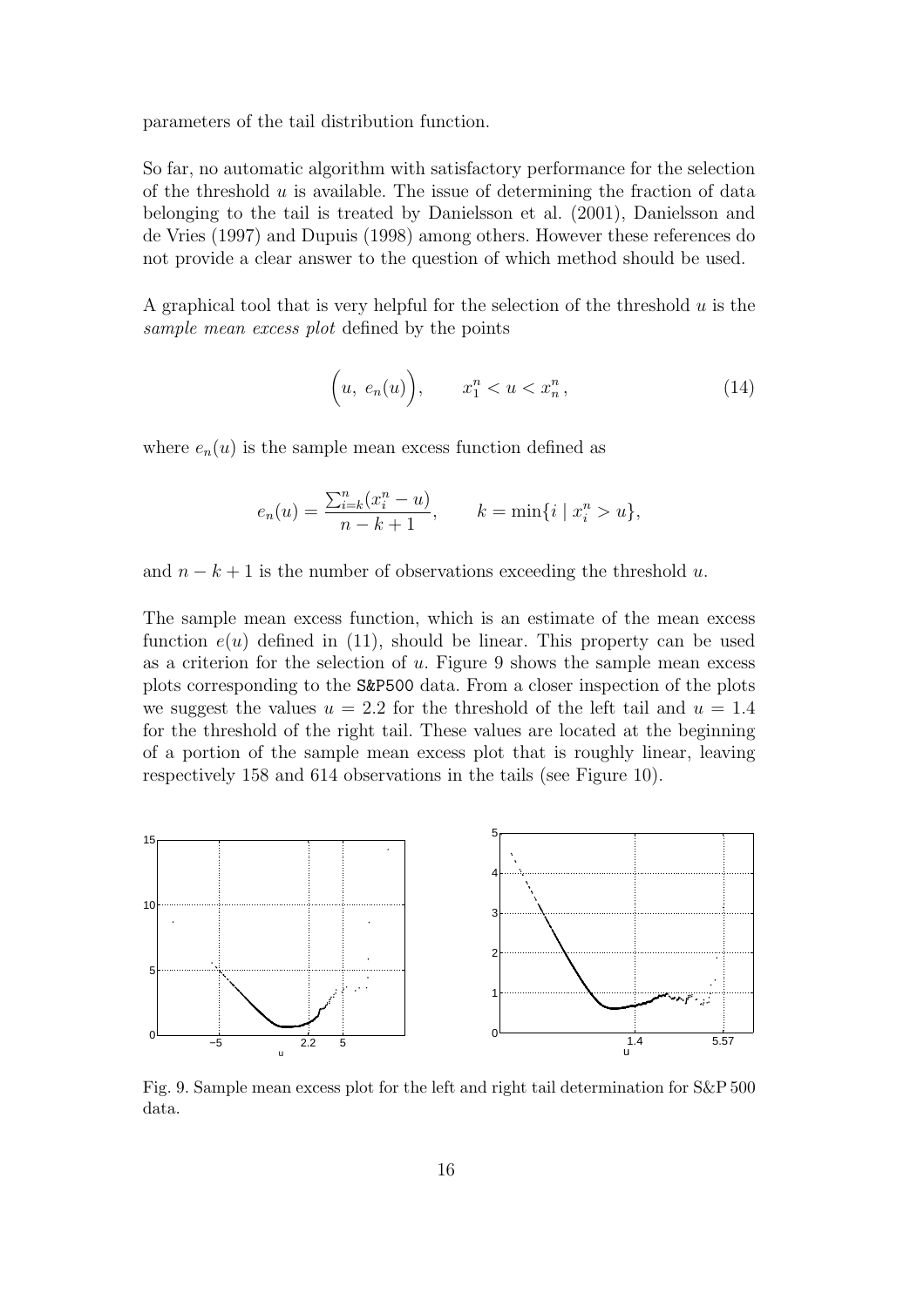parameters of the tail distribution function.

So far, no automatic algorithm with satisfactory performance for the selection of the threshold $u$ is available. The issue of determining the fraction of data belonging to the tail is treated by Danielsson et al. (2001), Danielsson and de Vries (1997) and Dupuis (1998) among others. However these references do not provide a clear answer to the question of which method should be used.

A graphical tool that is very helpful for the selection of the threshold $u$ is the *sample mean excess plot* defined by the points

$$\Big(u,\ e_n(u)\Big), \qquad x_1^n < u < x_n^n, \tag{14}$$

where $e_n(u)$ is the sample mean excess function defined as

$$e_n(u) = \frac{\sum_{i=k}^{n}(x_i^n - u)}{n-k+1}, \qquad k = \min\{i \mid x_i^n > u\},$$

and $n-k+1$ is the number of observations exceeding the threshold $u$.

The sample mean excess function, which is an estimate of the mean excess function $e(u)$ defined in (11), should be linear. This property can be used as a criterion for the selection of $u$. Figure 9 shows the sample mean excess plots corresponding to the S&P500 data. From a closer inspection of the plots we suggest the values $u = 2.2$ for the threshold of the left tail and $u = 1.4$ for the threshold of the right tail. These values are located at the beginning of a portion of the sample mean excess plot that is roughly linear, leaving respectively 158 and 614 observations in the tails (see Figure 10).

Fig. 9. Sample mean excess plot for the left and right tail determination for S&P 500 data.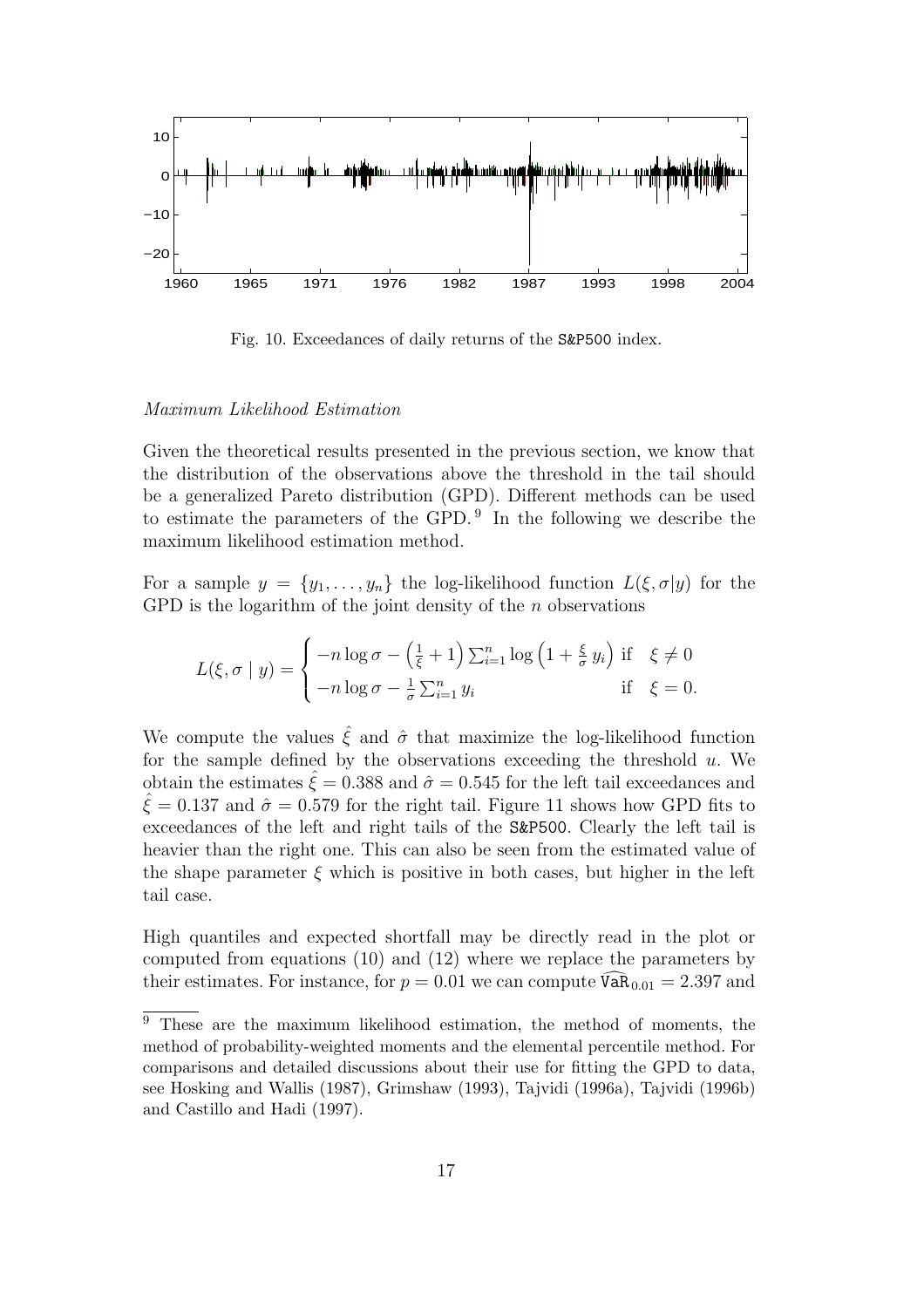Fig. 10. Exceedances of daily returns of the S&P500 index.

*Maximum Likelihood Estimation*

Given the theoretical results presented in the previous section, we know that the distribution of the observations above the threshold in the tail should be a generalized Pareto distribution (GPD). Different methods can be used to estimate the parameters of the GPD. [9] In the following we describe the maximum likelihood estimation method.

For a sample $y = \{y_1, \ldots, y_n\}$ the log-likelihood function $L(\xi, \sigma|y)$ for the GPD is the logarithm of the joint density of the $n$ observations

$$L(\xi, \sigma \mid y) = \begin{cases} -n \log \sigma - \left(\frac{1}{\xi} + 1\right) \sum_{i=1}^{n} \log\left(1 + \frac{\xi}{\sigma}\, y_i\right) & \text{if} \quad \xi \neq 0 \\ -n \log \sigma - \frac{1}{\sigma} \sum_{i=1}^{n} y_i & \text{if} \quad \xi = 0. \end{cases}$$

We compute the values $\hat{\xi}$ and $\hat{\sigma}$ that maximize the log-likelihood function for the sample defined by the observations exceeding the threshold $u$. We obtain the estimates $\hat{\xi} = 0.388$ and $\hat{\sigma} = 0.545$ for the left tail exceedances and $\hat{\xi} = 0.137$ and $\hat{\sigma} = 0.579$ for the right tail. Figure 11 shows how GPD fits to exceedances of the left and right tails of the S&P500. Clearly the left tail is heavier than the right one. This can also be seen from the estimated value of the shape parameter $\xi$ which is positive in both cases, but higher in the left tail case.

High quantiles and expected shortfall may be directly read in the plot or computed from equations (10) and (12) where we replace the parameters by their estimates. For instance, for $p = 0.01$ we can compute $\widehat{\mathtt{VaR}}_{0.01} = 2.397$ and

[9] These are the maximum likelihood estimation, the method of moments, the method of probability-weighted moments and the elemental percentile method. For comparisons and detailed discussions about their use for fitting the GPD to data, see Hosking and Wallis (1987), Grimshaw (1993), Tajvidi (1996a), Tajvidi (1996b) and Castillo and Hadi (1997).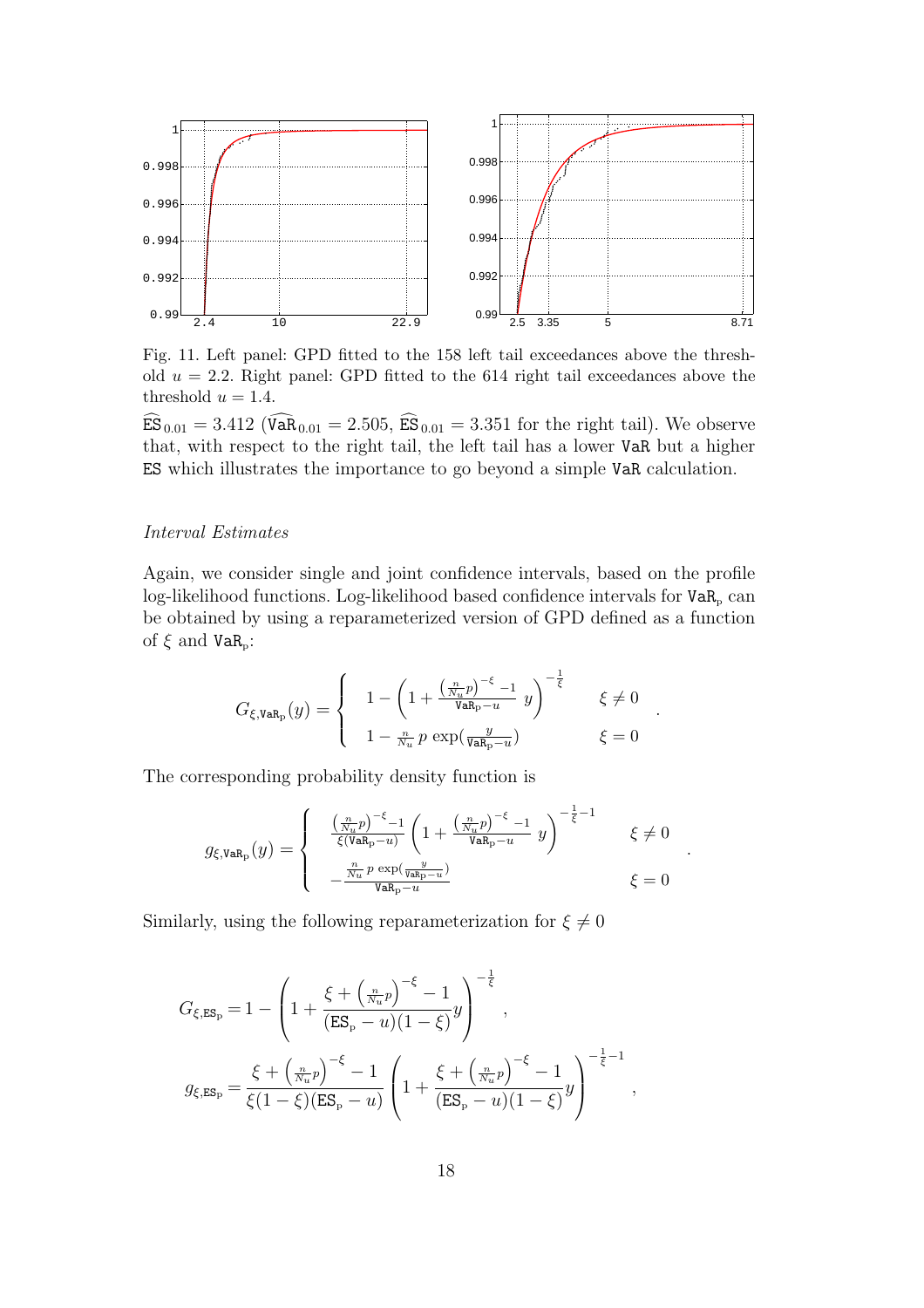Fig. 11. Left panel: GPD fitted to the 158 left tail exceedances above the threshold $u = 2.2$. Right panel: GPD fitted to the 614 right tail exceedances above the threshold $u = 1.4$.

$\widehat{\texttt{ES}}_{0.01} = 3.412$ ($\widehat{\texttt{VaR}}_{0.01} = 2.505$, $\widehat{\texttt{ES}}_{0.01} = 3.351$ for the right tail). We observe that, with respect to the right tail, the left tail has a lower VaR but a higher ES which illustrates the importance to go beyond a simple VaR calculation.

*Interval Estimates*

Again, we consider single and joint confidence intervals, based on the profile log-likelihood functions. Log-likelihood based confidence intervals for $\texttt{VaR}_\text{p}$ can be obtained by using a reparameterized version of GPD defined as a function of $\xi$ and $\texttt{VaR}_\text{p}$:

$$G_{\xi,\texttt{VaR}_\text{p}}(y) = \begin{cases} 1 - \left(1 + \frac{\left(\frac{n}{N_u}p\right)^{-\xi} - 1}{\texttt{VaR}_\text{p} - u}\, y\right)^{-\frac{1}{\xi}} & \xi \neq 0 \\ 1 - \frac{n}{N_u}\, p \, \exp\!\left(\frac{y}{\texttt{VaR}_\text{p} - u}\right) & \xi = 0 \end{cases} .$$

The corresponding probability density function is

$$g_{\xi,\texttt{VaR}_\text{p}}(y) = \begin{cases} \frac{\left(\frac{n}{N_u}p\right)^{-\xi} - 1}{\xi(\texttt{VaR}_\text{p} - u)} \left(1 + \frac{\left(\frac{n}{N_u}p\right)^{-\xi} - 1}{\texttt{VaR}_\text{p} - u}\, y\right)^{-\frac{1}{\xi} - 1} & \xi \neq 0 \\ -\frac{\frac{n}{N_u}\, p\, \exp\left(\frac{y}{\texttt{VaR}_\text{p} - u}\right)}{\texttt{VaR}_\text{p} - u} & \xi = 0 \end{cases} .$$

Similarly, using the following reparameterization for $\xi \neq 0$

$$G_{\xi,\texttt{ES}_\text{p}} = 1 - \left(1 + \frac{\xi + \left(\frac{n}{N_u}p\right)^{-\xi} - 1}{(\texttt{ES}_\text{p} - u)(1 - \xi)} y\right)^{-\frac{1}{\xi}},$$

$$g_{\xi,\texttt{ES}_\text{p}} = \frac{\xi + \left(\frac{n}{N_u}p\right)^{-\xi} - 1}{\xi(1 - \xi)(\texttt{ES}_\text{p} - u)} \left(1 + \frac{\xi + \left(\frac{n}{N_u}p\right)^{-\xi} - 1}{(\texttt{ES}_\text{p} - u)(1 - \xi)} y\right)^{-\frac{1}{\xi} - 1},$$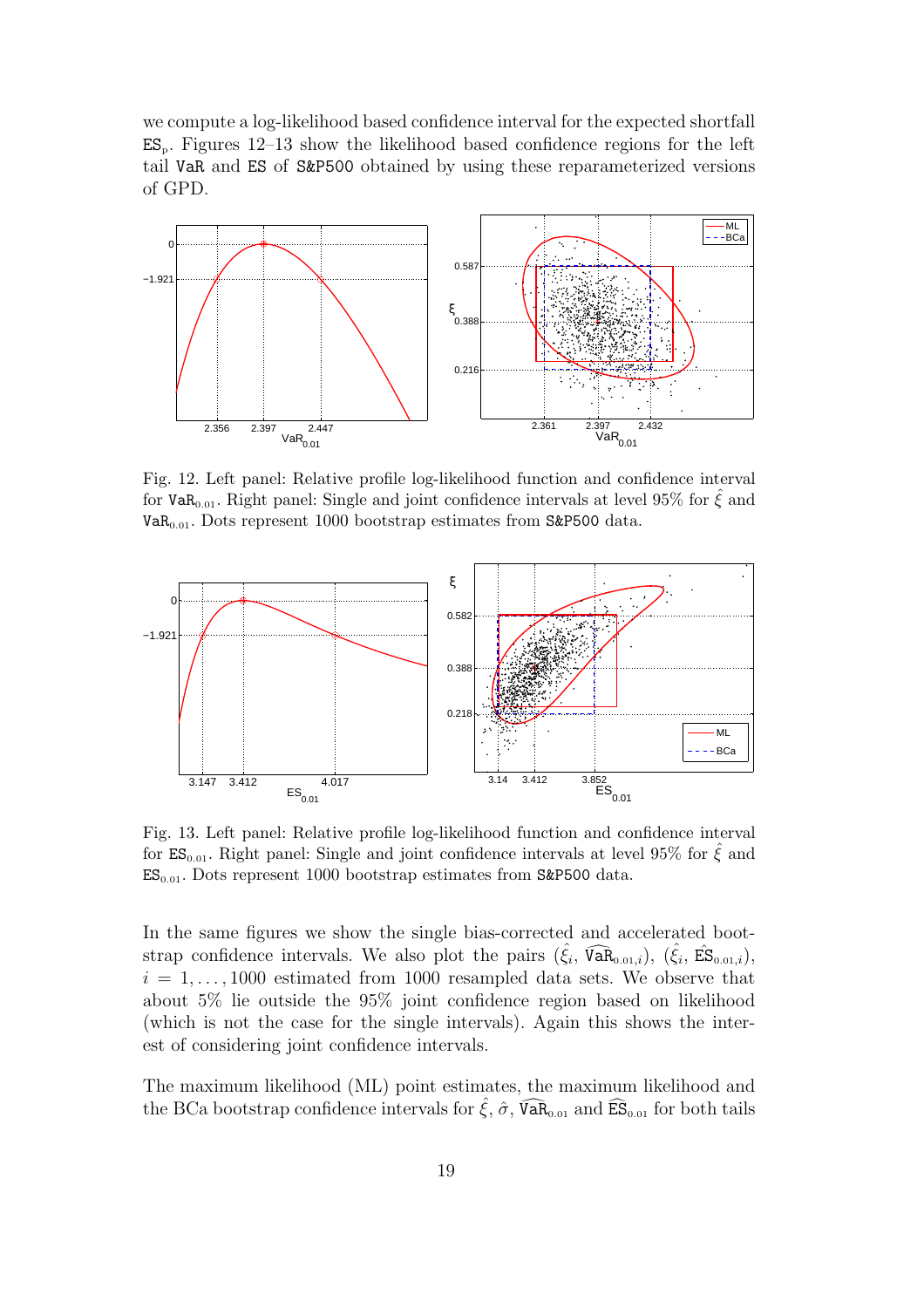we compute a log-likelihood based confidence interval for the expected shortfall $\texttt{ES}_p$. Figures 12–13 show the likelihood based confidence regions for the left tail VaR and ES of S&P500 obtained by using these reparameterized versions of GPD.

Fig. 12. Left panel: Relative profile log-likelihood function and confidence interval for $\texttt{VaR}_{0.01}$. Right panel: Single and joint confidence intervals at level 95% for $\hat{\xi}$ and $\texttt{VaR}_{0.01}$. Dots represent 1000 bootstrap estimates from S&P500 data.

Fig. 13. Left panel: Relative profile log-likelihood function and confidence interval for $\texttt{ES}_{0.01}$. Right panel: Single and joint confidence intervals at level 95% for $\hat{\xi}$ and $\texttt{ES}_{0.01}$. Dots represent 1000 bootstrap estimates from S&P500 data.

In the same figures we show the single bias-corrected and accelerated bootstrap confidence intervals. We also plot the pairs $(\hat{\xi}_i, \widehat{\texttt{VaR}}_{0.01,i})$, $(\hat{\xi}_i, \widehat{\texttt{ES}}_{0.01,i})$, $i = 1, \ldots, 1000$ estimated from 1000 resampled data sets. We observe that about 5% lie outside the 95% joint confidence region based on likelihood (which is not the case for the single intervals). Again this shows the interest of considering joint confidence intervals.

The maximum likelihood (ML) point estimates, the maximum likelihood and the BCa bootstrap confidence intervals for $\hat{\xi}$, $\hat{\sigma}$, $\widehat{\texttt{VaR}}_{0.01}$ and $\widehat{\texttt{ES}}_{0.01}$ for both tails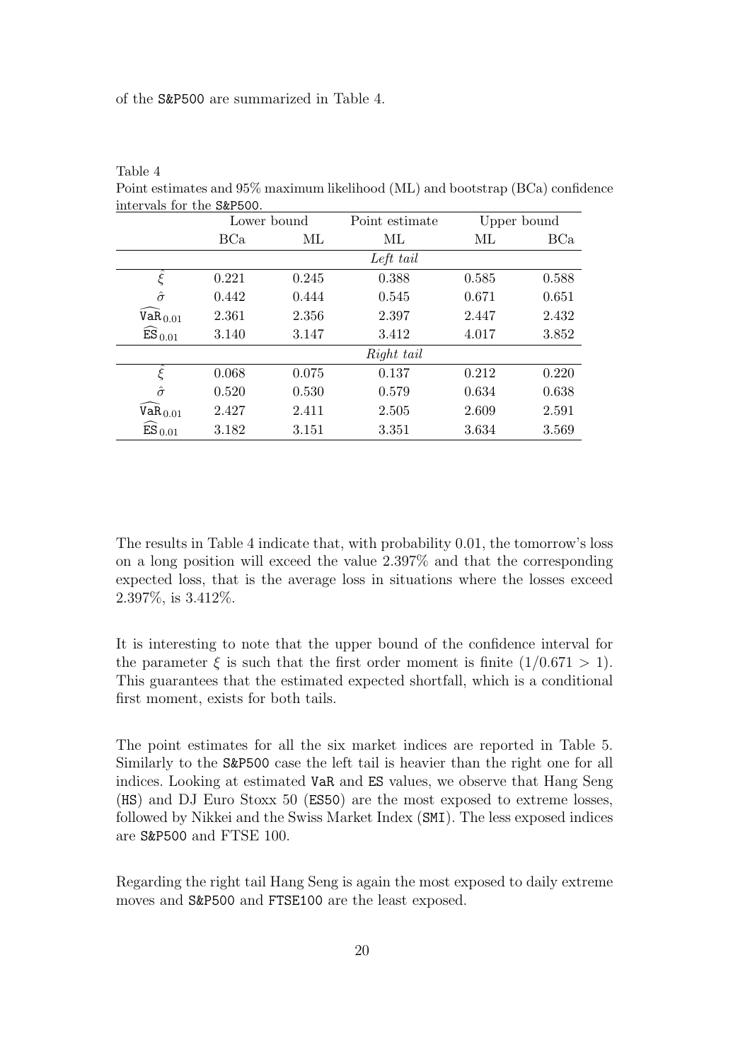of the S&P500 are summarized in Table 4.

Table 4
Point estimates and 95% maximum likelihood (ML) and bootstrap (BCa) confidence intervals for the S&P500.

| | Lower bound | | Point estimate | Upper bound | |
|---|---|---|---|---|---|
| | BCa | ML | ML | ML | BCa |
| | | | *Left tail* | | |
| $\hat{\xi}$ | 0.221 | 0.245 | 0.388 | 0.585 | 0.588 |
| $\hat{\sigma}$ | 0.442 | 0.444 | 0.545 | 0.671 | 0.651 |
| $\widehat{\mathtt{VaR}}_{0.01}$ | 2.361 | 2.356 | 2.397 | 2.447 | 2.432 |
| $\widehat{\mathtt{ES}}_{0.01}$ | 3.140 | 3.147 | 3.412 | 4.017 | 3.852 |
| | | | *Right tail* | | |
| $\hat{\xi}$ | 0.068 | 0.075 | 0.137 | 0.212 | 0.220 |
| $\hat{\sigma}$ | 0.520 | 0.530 | 0.579 | 0.634 | 0.638 |
| $\widehat{\mathtt{VaR}}_{0.01}$ | 2.427 | 2.411 | 2.505 | 2.609 | 2.591 |
| $\widehat{\mathtt{ES}}_{0.01}$ | 3.182 | 3.151 | 3.351 | 3.634 | 3.569 |

The results in Table 4 indicate that, with probability 0.01, the tomorrow's loss on a long position will exceed the value 2.397% and that the corresponding expected loss, that is the average loss in situations where the losses exceed 2.397%, is 3.412%.

It is interesting to note that the upper bound of the confidence interval for the parameter $\xi$ is such that the first order moment is finite $(1/0.671 > 1)$. This guarantees that the estimated expected shortfall, which is a conditional first moment, exists for both tails.

The point estimates for all the six market indices are reported in Table 5. Similarly to the S&P500 case the left tail is heavier than the right one for all indices. Looking at estimated VaR and ES values, we observe that Hang Seng (HS) and DJ Euro Stoxx 50 (ES50) are the most exposed to extreme losses, followed by Nikkei and the Swiss Market Index (SMI). The less exposed indices are S&P500 and FTSE 100.

Regarding the right tail Hang Seng is again the most exposed to daily extreme moves and S&P500 and FTSE100 are the least exposed.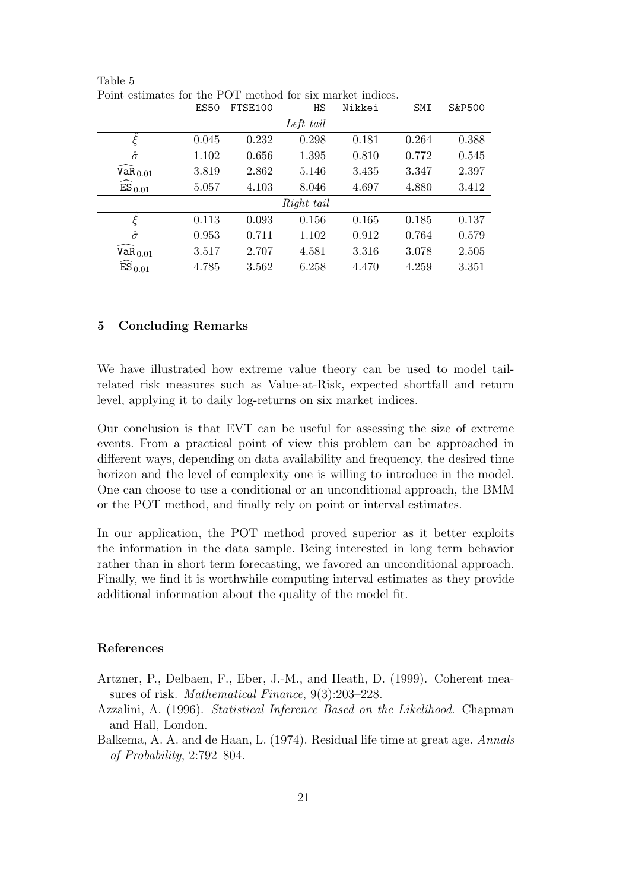Table 5
Point estimates for the POT method for six market indices.

| | ES50 | FTSE100 | HS | Nikkei | SMI | S&P500 |
|---|---|---|---|---|---|---|
| | | | *Left tail* | | | |
| $\hat{\xi}$ | 0.045 | 0.232 | 0.298 | 0.181 | 0.264 | 0.388 |
| $\hat{\sigma}$ | 1.102 | 0.656 | 1.395 | 0.810 | 0.772 | 0.545 |
| $\widehat{\mathtt{VaR}}_{0.01}$ | 3.819 | 2.862 | 5.146 | 3.435 | 3.347 | 2.397 |
| $\widehat{\mathtt{ES}}_{0.01}$ | 5.057 | 4.103 | 8.046 | 4.697 | 4.880 | 3.412 |
| | | | *Right tail* | | | |
| $\hat{\xi}$ | 0.113 | 0.093 | 0.156 | 0.165 | 0.185 | 0.137 |
| $\hat{\sigma}$ | 0.953 | 0.711 | 1.102 | 0.912 | 0.764 | 0.579 |
| $\widehat{\mathtt{VaR}}_{0.01}$ | 3.517 | 2.707 | 4.581 | 3.316 | 3.078 | 2.505 |
| $\widehat{\mathtt{ES}}_{0.01}$ | 4.785 | 3.562 | 6.258 | 4.470 | 4.259 | 3.351 |

## 5 Concluding Remarks

We have illustrated how extreme value theory can be used to model tail-related risk measures such as Value-at-Risk, expected shortfall and return level, applying it to daily log-returns on six market indices.

Our conclusion is that EVT can be useful for assessing the size of extreme events. From a practical point of view this problem can be approached in different ways, depending on data availability and frequency, the desired time horizon and the level of complexity one is willing to introduce in the model. One can choose to use a conditional or an unconditional approach, the BMM or the POT method, and finally rely on point or interval estimates.

In our application, the POT method proved superior as it better exploits the information in the data sample. Being interested in long term behavior rather than in short term forecasting, we favored an unconditional approach. Finally, we find it is worthwhile computing interval estimates as they provide additional information about the quality of the model fit.

## References

Artzner, P., Delbaen, F., Eber, J.-M., and Heath, D. (1999). Coherent measures of risk. *Mathematical Finance*, 9(3):203–228.

Azzalini, A. (1996). *Statistical Inference Based on the Likelihood*. Chapman and Hall, London.

Balkema, A. A. and de Haan, L. (1974). Residual life time at great age. *Annals of Probability*, 2:792–804.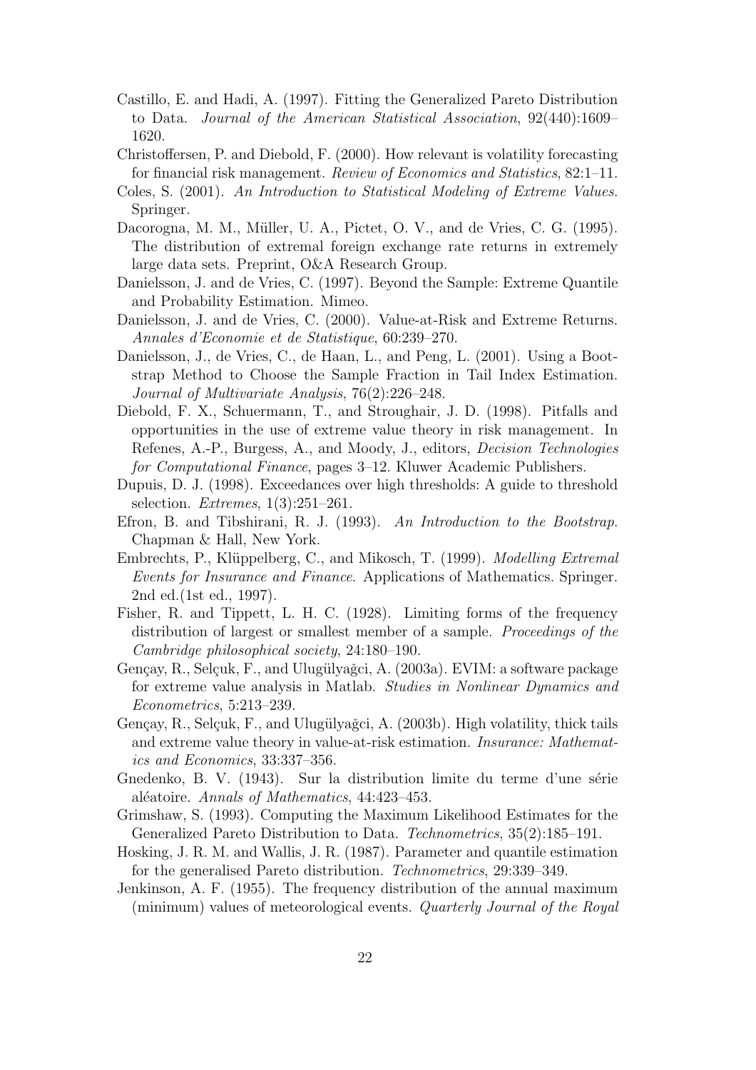Castillo, E. and Hadi, A. (1997). Fitting the Generalized Pareto Distribution to Data. *Journal of the American Statistical Association*, 92(440):1609–1620.

Christoffersen, P. and Diebold, F. (2000). How relevant is volatility forecasting for financial risk management. *Review of Economics and Statistics*, 82:1–11.

Coles, S. (2001). *An Introduction to Statistical Modeling of Extreme Values*. Springer.

Dacorogna, M. M., Müller, U. A., Pictet, O. V., and de Vries, C. G. (1995). The distribution of extremal foreign exchange rate returns in extremely large data sets. Preprint, O&A Research Group.

Danielsson, J. and de Vries, C. (1997). Beyond the Sample: Extreme Quantile and Probability Estimation. Mimeo.

Danielsson, J. and de Vries, C. (2000). Value-at-Risk and Extreme Returns. *Annales d'Economie et de Statistique*, 60:239–270.

Danielsson, J., de Vries, C., de Haan, L., and Peng, L. (2001). Using a Bootstrap Method to Choose the Sample Fraction in Tail Index Estimation. *Journal of Multivariate Analysis*, 76(2):226–248.

Diebold, F. X., Schuermann, T., and Stroughair, J. D. (1998). Pitfalls and opportunities in the use of extreme value theory in risk management. In Refenes, A.-P., Burgess, A., and Moody, J., editors, *Decision Technologies for Computational Finance*, pages 3–12. Kluwer Academic Publishers.

Dupuis, D. J. (1998). Exceedances over high thresholds: A guide to threshold selection. *Extremes*, 1(3):251–261.

Efron, B. and Tibshirani, R. J. (1993). *An Introduction to the Bootstrap*. Chapman & Hall, New York.

Embrechts, P., Klüppelberg, C., and Mikosch, T. (1999). *Modelling Extremal Events for Insurance and Finance*. Applications of Mathematics. Springer. 2nd ed.(1st ed., 1997).

Fisher, R. and Tippett, L. H. C. (1928). Limiting forms of the frequency distribution of largest or smallest member of a sample. *Proceedings of the Cambridge philosophical society*, 24:180–190.

Gençay, R., Selçuk, F., and Ulugülyağci, A. (2003a). EVIM: a software package for extreme value analysis in Matlab. *Studies in Nonlinear Dynamics and Econometrics*, 5:213–239.

Gençay, R., Selçuk, F., and Ulugülyağci, A. (2003b). High volatility, thick tails and extreme value theory in value-at-risk estimation. *Insurance: Mathematics and Economics*, 33:337–356.

Gnedenko, B. V. (1943). Sur la distribution limite du terme d'une série aléatoire. *Annals of Mathematics*, 44:423–453.

Grimshaw, S. (1993). Computing the Maximum Likelihood Estimates for the Generalized Pareto Distribution to Data. *Technometrics*, 35(2):185–191.

Hosking, J. R. M. and Wallis, J. R. (1987). Parameter and quantile estimation for the generalised Pareto distribution. *Technometrics*, 29:339–349.

Jenkinson, A. F. (1955). The frequency distribution of the annual maximum (minimum) values of meteorological events. *Quarterly Journal of the Royal*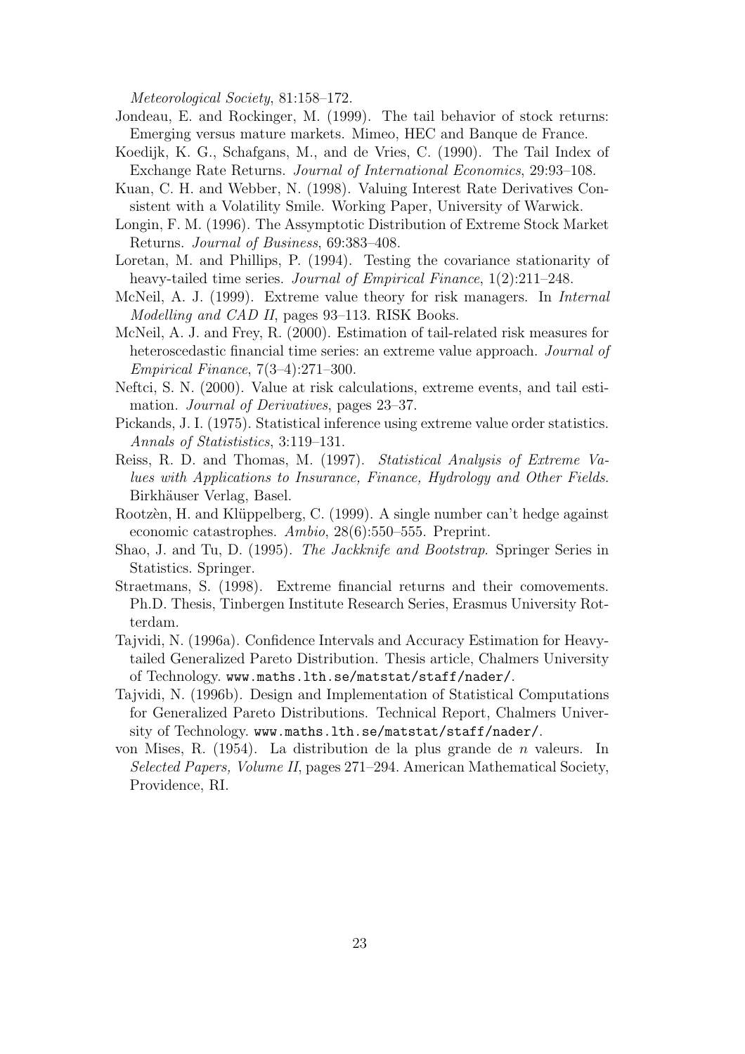*Meteorological Society*, 81:158–172.

Jondeau, E. and Rockinger, M. (1999). The tail behavior of stock returns: Emerging versus mature markets. Mimeo, HEC and Banque de France.

Koedijk, K. G., Schafgans, M., and de Vries, C. (1990). The Tail Index of Exchange Rate Returns. *Journal of International Economics*, 29:93–108.

Kuan, C. H. and Webber, N. (1998). Valuing Interest Rate Derivatives Consistent with a Volatility Smile. Working Paper, University of Warwick.

Longin, F. M. (1996). The Assymptotic Distribution of Extreme Stock Market Returns. *Journal of Business*, 69:383–408.

Loretan, M. and Phillips, P. (1994). Testing the covariance stationarity of heavy-tailed time series. *Journal of Empirical Finance*, 1(2):211–248.

McNeil, A. J. (1999). Extreme value theory for risk managers. In *Internal Modelling and CAD II*, pages 93–113. RISK Books.

McNeil, A. J. and Frey, R. (2000). Estimation of tail-related risk measures for heteroscedastic financial time series: an extreme value approach. *Journal of Empirical Finance*, 7(3–4):271–300.

Neftci, S. N. (2000). Value at risk calculations, extreme events, and tail estimation. *Journal of Derivatives*, pages 23–37.

Pickands, J. I. (1975). Statistical inference using extreme value order statistics. *Annals of Statististics*, 3:119–131.

Reiss, R. D. and Thomas, M. (1997). *Statistical Analysis of Extreme Values with Applications to Insurance, Finance, Hydrology and Other Fields.* Birkhäuser Verlag, Basel.

Rootzèn, H. and Klüppelberg, C. (1999). A single number can't hedge against economic catastrophes. *Ambio*, 28(6):550–555. Preprint.

Shao, J. and Tu, D. (1995). *The Jackknife and Bootstrap*. Springer Series in Statistics. Springer.

Straetmans, S. (1998). Extreme financial returns and their comovements. Ph.D. Thesis, Tinbergen Institute Research Series, Erasmus University Rotterdam.

Tajvidi, N. (1996a). Confidence Intervals and Accuracy Estimation for Heavy-tailed Generalized Pareto Distribution. Thesis article, Chalmers University of Technology. `www.maths.lth.se/matstat/staff/nader/`.

Tajvidi, N. (1996b). Design and Implementation of Statistical Computations for Generalized Pareto Distributions. Technical Report, Chalmers University of Technology. `www.maths.lth.se/matstat/staff/nader/`.

von Mises, R. (1954). La distribution de la plus grande de $n$ valeurs. In *Selected Papers, Volume II*, pages 271–294. American Mathematical Society, Providence, RI.